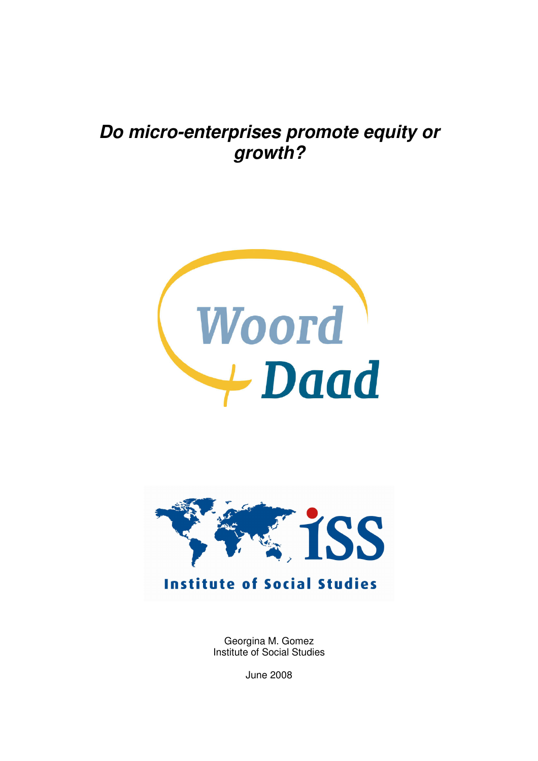# ***Do micro-enterprises promote equity or growth?***

Woord
Daad

iSS
Institute of Social Studies

Georgina M. Gomez
Institute of Social Studies

June 2008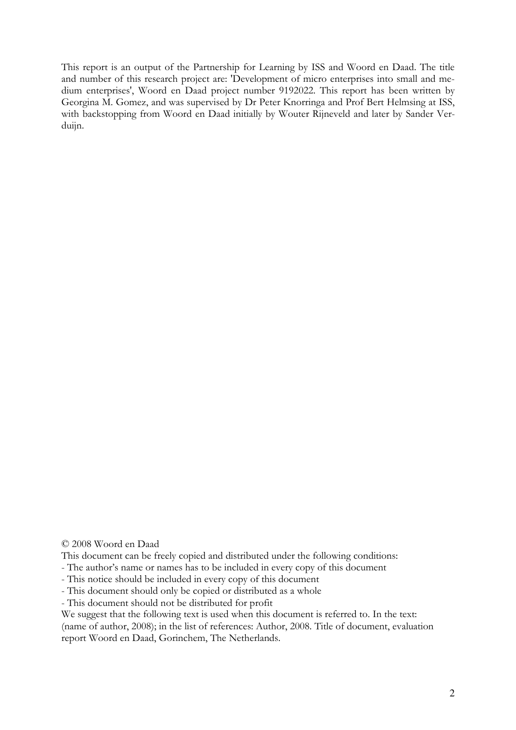This report is an output of the Partnership for Learning by ISS and Woord en Daad. The title and number of this research project are: 'Development of micro enterprises into small and medium enterprises', Woord en Daad project number 9192022. This report has been written by Georgina M. Gomez, and was supervised by Dr Peter Knorringa and Prof Bert Helmsing at ISS, with backstopping from Woord en Daad initially by Wouter Rijneveld and later by Sander Verduijn.

© 2008 Woord en Daad

This document can be freely copied and distributed under the following conditions:

- The author's name or names has to be included in every copy of this document
- This notice should be included in every copy of this document
- This document should only be copied or distributed as a whole
- This document should not be distributed for profit

We suggest that the following text is used when this document is referred to. In the text: (name of author, 2008); in the list of references: Author, 2008. Title of document, evaluation report Woord en Daad, Gorinchem, The Netherlands.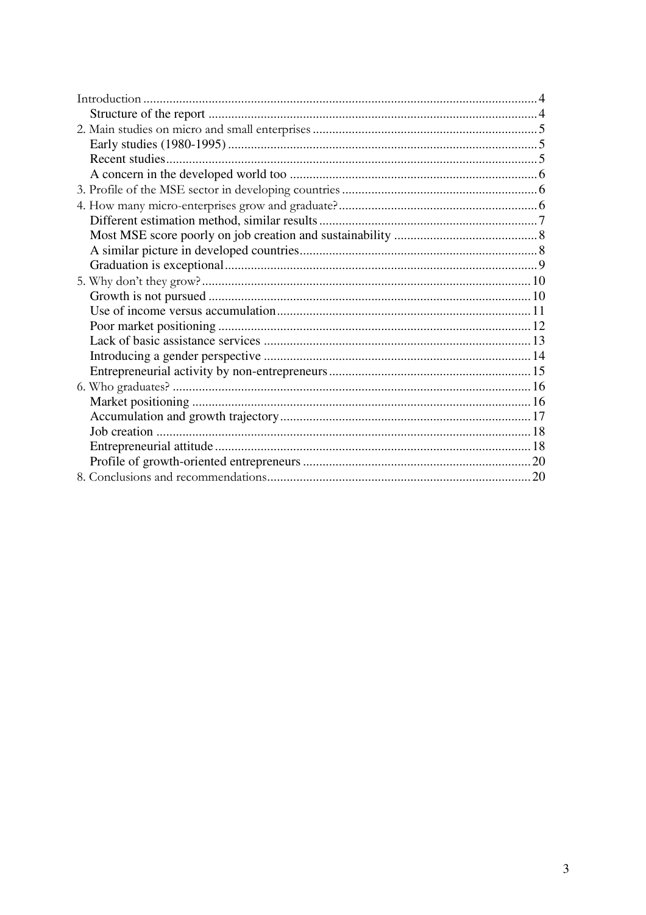Introduction ........................................................................................................................ 4
  Structure of the report .................................................................................................... 4
2. Main studies on micro and small enterprises .................................................................... 5
  Early studies (1980-1995) ............................................................................................. 5
  Recent studies................................................................................................................. 5
  A concern in the developed world too ........................................................................... 6
3. Profile of the MSE sector in developing countries ........................................................... 6
4. How many micro-enterprises grow and graduate?............................................................ 6
  Different estimation method, similar results .................................................................. 7
  Most MSE score poorly on job creation and sustainability ............................................ 8
  A similar picture in developed countries........................................................................ 8
  Graduation is exceptional.............................................................................................. 9
5. Why don't they grow?.................................................................................................... 10
  Growth is not pursued .................................................................................................. 10
  Use of income versus accumulation............................................................................. 11
  Poor market positioning ............................................................................................... 12
  Lack of basic assistance services ................................................................................. 13
  Introducing a gender perspective ................................................................................. 14
  Entrepreneurial activity by non-entrepreneurs ............................................................. 15
6. Who graduates? ............................................................................................................. 16
  Market positioning ....................................................................................................... 16
  Accumulation and growth trajectory ............................................................................ 17
  Job creation .................................................................................................................. 18
  Entrepreneurial attitude ................................................................................................ 18
  Profile of growth-oriented entrepreneurs ..................................................................... 20
8. Conclusions and recommendations................................................................................ 20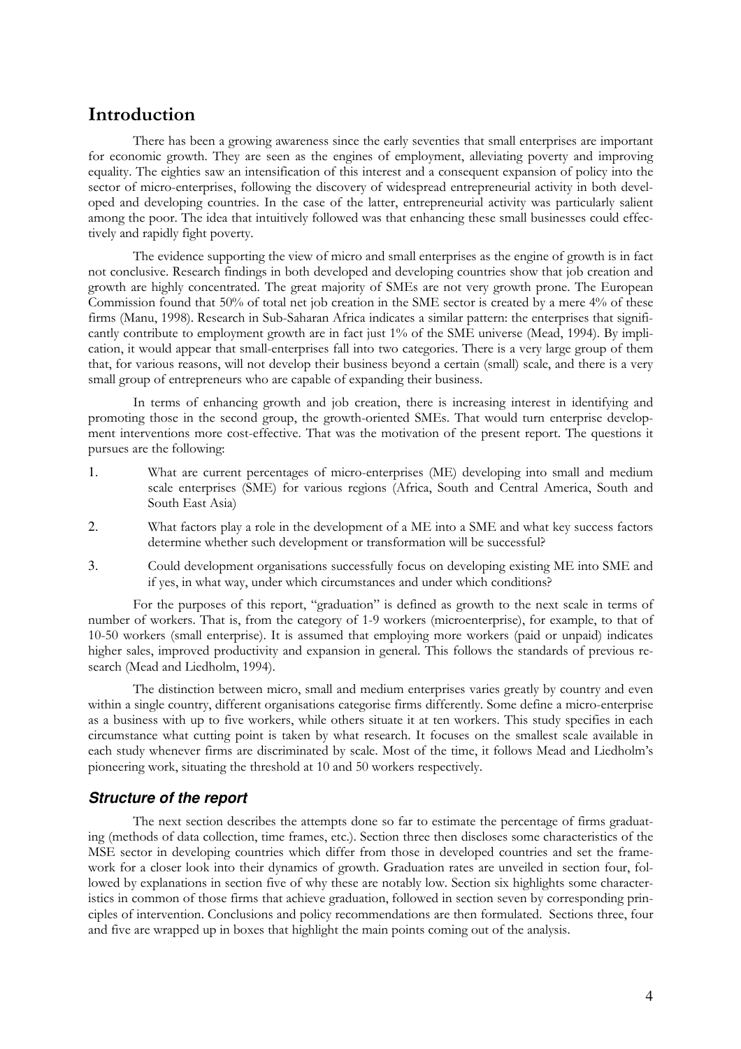# Introduction

There has been a growing awareness since the early seventies that small enterprises are important for economic growth. They are seen as the engines of employment, alleviating poverty and improving equality. The eighties saw an intensification of this interest and a consequent expansion of policy into the sector of micro-enterprises, following the discovery of widespread entrepreneurial activity in both developed and developing countries. In the case of the latter, entrepreneurial activity was particularly salient among the poor. The idea that intuitively followed was that enhancing these small businesses could effectively and rapidly fight poverty.

The evidence supporting the view of micro and small enterprises as the engine of growth is in fact not conclusive. Research findings in both developed and developing countries show that job creation and growth are highly concentrated. The great majority of SMEs are not very growth prone. The European Commission found that 50% of total net job creation in the SME sector is created by a mere 4% of these firms (Manu, 1998). Research in Sub-Saharan Africa indicates a similar pattern: the enterprises that significantly contribute to employment growth are in fact just 1% of the SME universe (Mead, 1994). By implication, it would appear that small-enterprises fall into two categories. There is a very large group of them that, for various reasons, will not develop their business beyond a certain (small) scale, and there is a very small group of entrepreneurs who are capable of expanding their business.

In terms of enhancing growth and job creation, there is increasing interest in identifying and promoting those in the second group, the growth-oriented SMEs. That would turn enterprise development interventions more cost-effective. That was the motivation of the present report. The questions it pursues are the following:

1. What are current percentages of micro-enterprises (ME) developing into small and medium scale enterprises (SME) for various regions (Africa, South and Central America, South and South East Asia)
2. What factors play a role in the development of a ME into a SME and what key success factors determine whether such development or transformation will be successful?
3. Could development organisations successfully focus on developing existing ME into SME and if yes, in what way, under which circumstances and under which conditions?

For the purposes of this report, "graduation" is defined as growth to the next scale in terms of number of workers. That is, from the category of 1-9 workers (microenterprise), for example, to that of 10-50 workers (small enterprise). It is assumed that employing more workers (paid or unpaid) indicates higher sales, improved productivity and expansion in general. This follows the standards of previous research (Mead and Liedholm, 1994).

The distinction between micro, small and medium enterprises varies greatly by country and even within a single country, different organisations categorise firms differently. Some define a micro-enterprise as a business with up to five workers, while others situate it at ten workers. This study specifies in each circumstance what cutting point is taken by what research. It focuses on the smallest scale available in each study whenever firms are discriminated by scale. Most of the time, it follows Mead and Liedholm's pioneering work, situating the threshold at 10 and 50 workers respectively.

### *Structure of the report*

The next section describes the attempts done so far to estimate the percentage of firms graduating (methods of data collection, time frames, etc.). Section three then discloses some characteristics of the MSE sector in developing countries which differ from those in developed countries and set the framework for a closer look into their dynamics of growth. Graduation rates are unveiled in section four, followed by explanations in section five of why these are notably low. Section six highlights some characteristics in common of those firms that achieve graduation, followed in section seven by corresponding principles of intervention. Conclusions and policy recommendations are then formulated. Sections three, four and five are wrapped up in boxes that highlight the main points coming out of the analysis.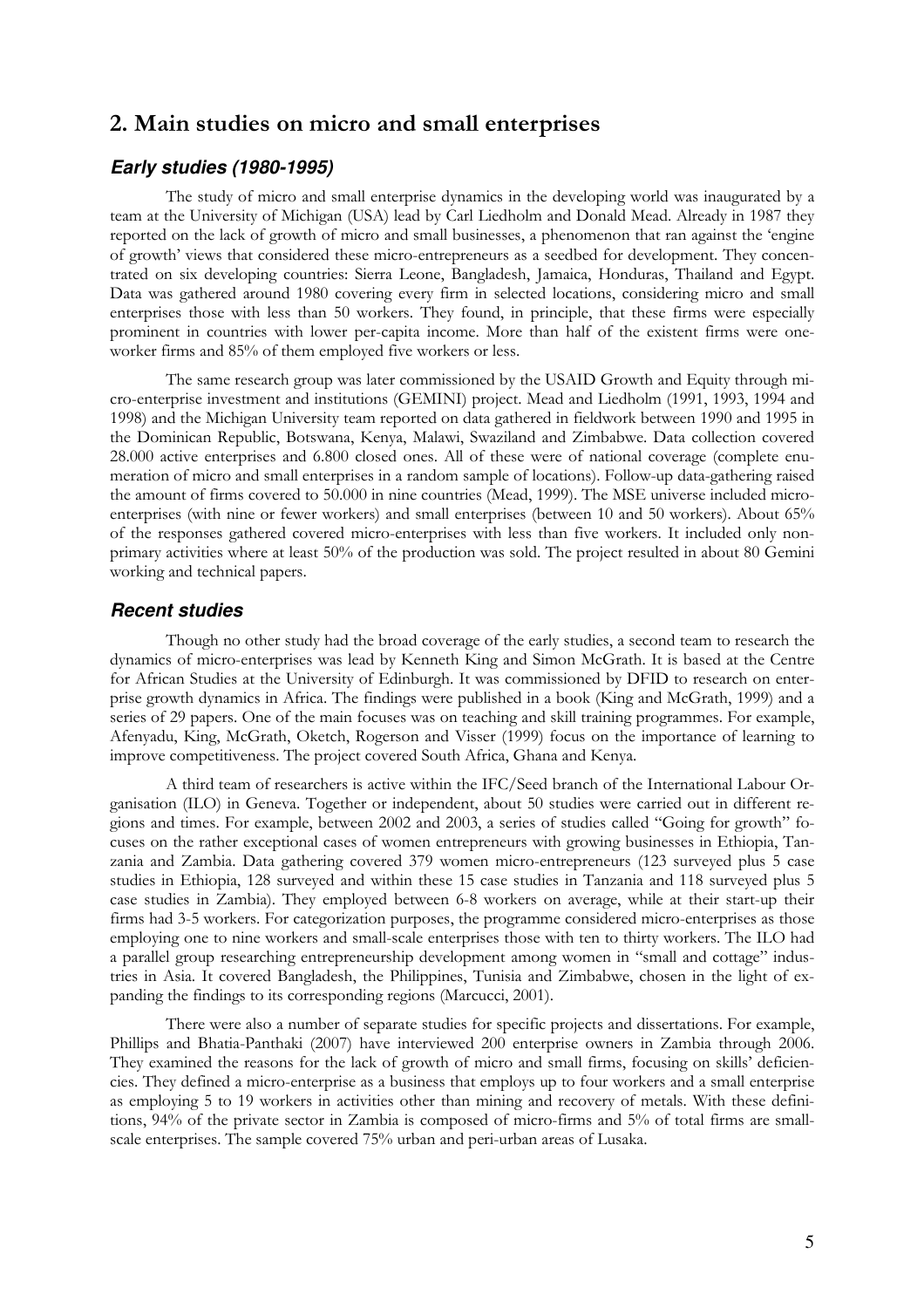## 2. Main studies on micro and small enterprises

### *Early studies (1980-1995)*

The study of micro and small enterprise dynamics in the developing world was inaugurated by a team at the University of Michigan (USA) lead by Carl Liedholm and Donald Mead. Already in 1987 they reported on the lack of growth of micro and small businesses, a phenomenon that ran against the 'engine of growth' views that considered these micro-entrepreneurs as a seedbed for development. They concentrated on six developing countries: Sierra Leone, Bangladesh, Jamaica, Honduras, Thailand and Egypt. Data was gathered around 1980 covering every firm in selected locations, considering micro and small enterprises those with less than 50 workers. They found, in principle, that these firms were especially prominent in countries with lower per-capita income. More than half of the existent firms were one-worker firms and 85% of them employed five workers or less.

The same research group was later commissioned by the USAID Growth and Equity through micro-enterprise investment and institutions (GEMINI) project. Mead and Liedholm (1991, 1993, 1994 and 1998) and the Michigan University team reported on data gathered in fieldwork between 1990 and 1995 in the Dominican Republic, Botswana, Kenya, Malawi, Swaziland and Zimbabwe. Data collection covered 28.000 active enterprises and 6.800 closed ones. All of these were of national coverage (complete enumeration of micro and small enterprises in a random sample of locations). Follow-up data-gathering raised the amount of firms covered to 50.000 in nine countries (Mead, 1999). The MSE universe included micro-enterprises (with nine or fewer workers) and small enterprises (between 10 and 50 workers). About 65% of the responses gathered covered micro-enterprises with less than five workers. It included only non-primary activities where at least 50% of the production was sold. The project resulted in about 80 Gemini working and technical papers.

### *Recent studies*

Though no other study had the broad coverage of the early studies, a second team to research the dynamics of micro-enterprises was lead by Kenneth King and Simon McGrath. It is based at the Centre for African Studies at the University of Edinburgh. It was commissioned by DFID to research on enterprise growth dynamics in Africa. The findings were published in a book (King and McGrath, 1999) and a series of 29 papers. One of the main focuses was on teaching and skill training programmes. For example, Afenyadu, King, McGrath, Oketch, Rogerson and Visser (1999) focus on the importance of learning to improve competitiveness. The project covered South Africa, Ghana and Kenya.

A third team of researchers is active within the IFC/Seed branch of the International Labour Organisation (ILO) in Geneva. Together or independent, about 50 studies were carried out in different regions and times. For example, between 2002 and 2003, a series of studies called "Going for growth" focuses on the rather exceptional cases of women entrepreneurs with growing businesses in Ethiopia, Tanzania and Zambia. Data gathering covered 379 women micro-entrepreneurs (123 surveyed plus 5 case studies in Ethiopia, 128 surveyed and within these 15 case studies in Tanzania and 118 surveyed plus 5 case studies in Zambia). They employed between 6-8 workers on average, while at their start-up their firms had 3-5 workers. For categorization purposes, the programme considered micro-enterprises as those employing one to nine workers and small-scale enterprises those with ten to thirty workers. The ILO had a parallel group researching entrepreneurship development among women in "small and cottage" industries in Asia. It covered Bangladesh, the Philippines, Tunisia and Zimbabwe, chosen in the light of expanding the findings to its corresponding regions (Marcucci, 2001).

There were also a number of separate studies for specific projects and dissertations. For example, Phillips and Bhatia-Panthaki (2007) have interviewed 200 enterprise owners in Zambia through 2006. They examined the reasons for the lack of growth of micro and small firms, focusing on skills' deficiencies. They defined a micro-enterprise as a business that employs up to four workers and a small enterprise as employing 5 to 19 workers in activities other than mining and recovery of metals. With these definitions, 94% of the private sector in Zambia is composed of micro-firms and 5% of total firms are small-scale enterprises. The sample covered 75% urban and peri-urban areas of Lusaka.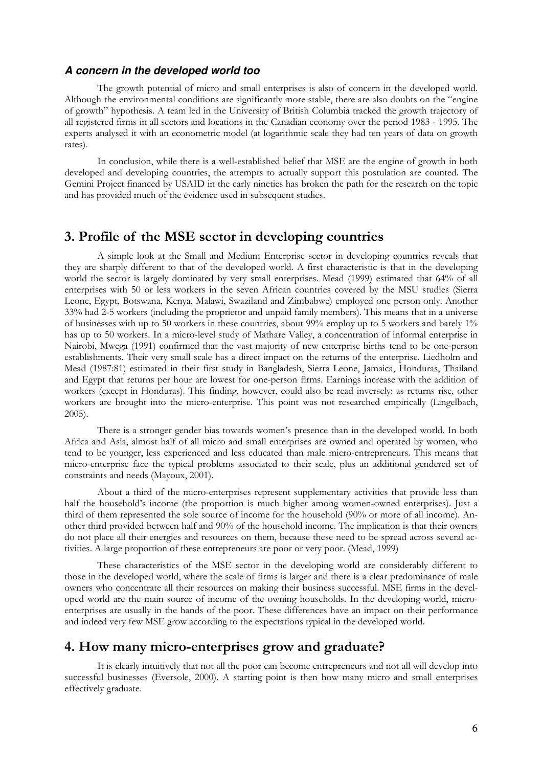### *A concern in the developed world too*

The growth potential of micro and small enterprises is also of concern in the developed world. Although the environmental conditions are significantly more stable, there are also doubts on the "engine of growth" hypothesis. A team led in the University of British Columbia tracked the growth trajectory of all registered firms in all sectors and locations in the Canadian economy over the period 1983 - 1995. The experts analysed it with an econometric model (at logarithmic scale they had ten years of data on growth rates).

In conclusion, while there is a well-established belief that MSE are the engine of growth in both developed and developing countries, the attempts to actually support this postulation are counted. The Gemini Project financed by USAID in the early nineties has broken the path for the research on the topic and has provided much of the evidence used in subsequent studies.

## 3. Profile of the MSE sector in developing countries

A simple look at the Small and Medium Enterprise sector in developing countries reveals that they are sharply different to that of the developed world. A first characteristic is that in the developing world the sector is largely dominated by very small enterprises. Mead (1999) estimated that 64% of all enterprises with 50 or less workers in the seven African countries covered by the MSU studies (Sierra Leone, Egypt, Botswana, Kenya, Malawi, Swaziland and Zimbabwe) employed one person only. Another 33% had 2-5 workers (including the proprietor and unpaid family members). This means that in a universe of businesses with up to 50 workers in these countries, about 99% employ up to 5 workers and barely 1% has up to 50 workers. In a micro-level study of Mathare Valley, a concentration of informal enterprise in Nairobi, Mwega (1991) confirmed that the vast majority of new enterprise births tend to be one-person establishments. Their very small scale has a direct impact on the returns of the enterprise. Liedholm and Mead (1987:81) estimated in their first study in Bangladesh, Sierra Leone, Jamaica, Honduras, Thailand and Egypt that returns per hour are lowest for one-person firms. Earnings increase with the addition of workers (except in Honduras). This finding, however, could also be read inversely: as returns rise, other workers are brought into the micro-enterprise. This point was not researched empirically (Lingelbach, 2005).

There is a stronger gender bias towards women's presence than in the developed world. In both Africa and Asia, almost half of all micro and small enterprises are owned and operated by women, who tend to be younger, less experienced and less educated than male micro-entrepreneurs. This means that micro-enterprise face the typical problems associated to their scale, plus an additional gendered set of constraints and needs (Mayoux, 2001).

About a third of the micro-enterprises represent supplementary activities that provide less than half the household's income (the proportion is much higher among women-owned enterprises). Just a third of them represented the sole source of income for the household (90% or more of all income). Another third provided between half and 90% of the household income. The implication is that their owners do not place all their energies and resources on them, because these need to be spread across several activities. A large proportion of these entrepreneurs are poor or very poor. (Mead, 1999)

These characteristics of the MSE sector in the developing world are considerably different to those in the developed world, where the scale of firms is larger and there is a clear predominance of male owners who concentrate all their resources on making their business successful. MSE firms in the developed world are the main source of income of the owning households. In the developing world, micro-enterprises are usually in the hands of the poor. These differences have an impact on their performance and indeed very few MSE grow according to the expectations typical in the developed world.

## 4. How many micro-enterprises grow and graduate?

It is clearly intuitively that not all the poor can become entrepreneurs and not all will develop into successful businesses (Eversole, 2000). A starting point is then how many micro and small enterprises effectively graduate.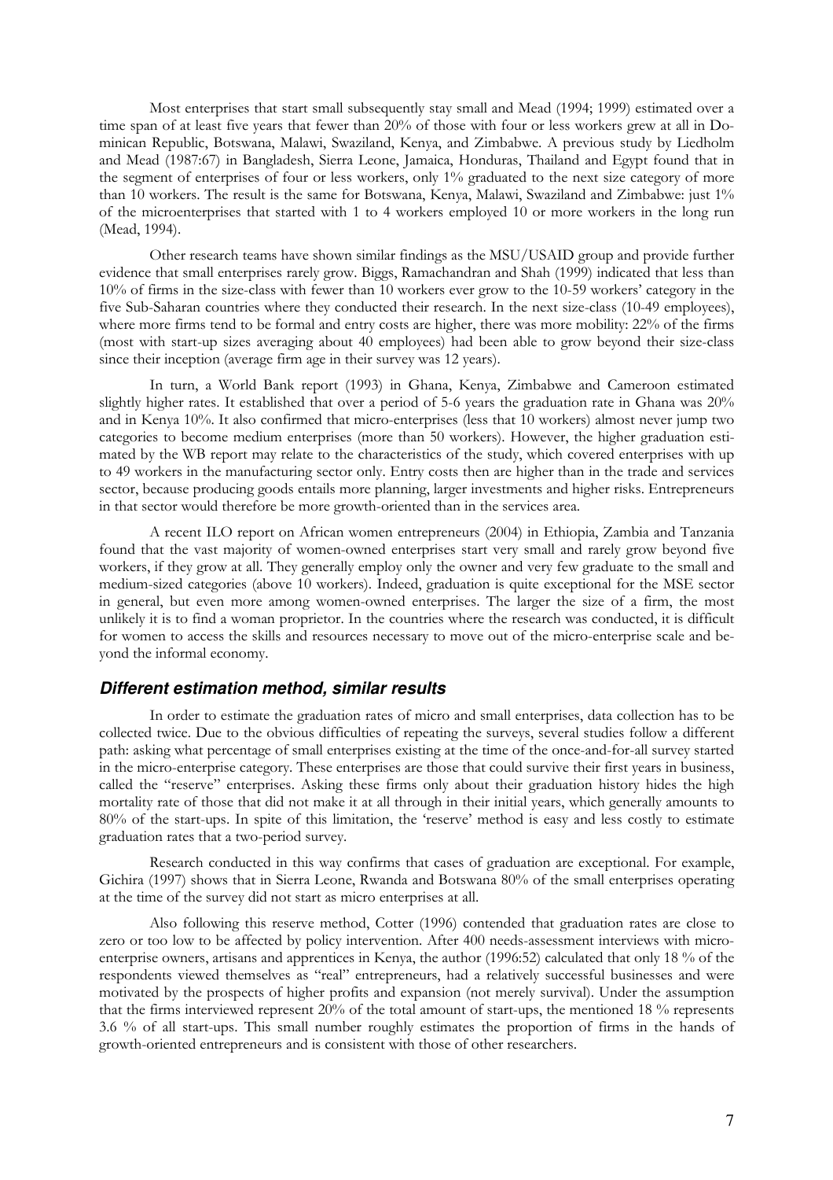Most enterprises that start small subsequently stay small and Mead (1994; 1999) estimated over a time span of at least five years that fewer than 20% of those with four or less workers grew at all in Dominican Republic, Botswana, Malawi, Swaziland, Kenya, and Zimbabwe. A previous study by Liedholm and Mead (1987:67) in Bangladesh, Sierra Leone, Jamaica, Honduras, Thailand and Egypt found that in the segment of enterprises of four or less workers, only 1% graduated to the next size category of more than 10 workers. The result is the same for Botswana, Kenya, Malawi, Swaziland and Zimbabwe: just 1% of the microenterprises that started with 1 to 4 workers employed 10 or more workers in the long run (Mead, 1994).

Other research teams have shown similar findings as the MSU/USAID group and provide further evidence that small enterprises rarely grow. Biggs, Ramachandran and Shah (1999) indicated that less than 10% of firms in the size-class with fewer than 10 workers ever grow to the 10-59 workers' category in the five Sub-Saharan countries where they conducted their research. In the next size-class (10-49 employees), where more firms tend to be formal and entry costs are higher, there was more mobility: 22% of the firms (most with start-up sizes averaging about 40 employees) had been able to grow beyond their size-class since their inception (average firm age in their survey was 12 years).

In turn, a World Bank report (1993) in Ghana, Kenya, Zimbabwe and Cameroon estimated slightly higher rates. It established that over a period of 5-6 years the graduation rate in Ghana was 20% and in Kenya 10%. It also confirmed that micro-enterprises (less that 10 workers) almost never jump two categories to become medium enterprises (more than 50 workers). However, the higher graduation estimated by the WB report may relate to the characteristics of the study, which covered enterprises with up to 49 workers in the manufacturing sector only. Entry costs then are higher than in the trade and services sector, because producing goods entails more planning, larger investments and higher risks. Entrepreneurs in that sector would therefore be more growth-oriented than in the services area.

A recent ILO report on African women entrepreneurs (2004) in Ethiopia, Zambia and Tanzania found that the vast majority of women-owned enterprises start very small and rarely grow beyond five workers, if they grow at all. They generally employ only the owner and very few graduate to the small and medium-sized categories (above 10 workers). Indeed, graduation is quite exceptional for the MSE sector in general, but even more among women-owned enterprises. The larger the size of a firm, the most unlikely it is to find a woman proprietor. In the countries where the research was conducted, it is difficult for women to access the skills and resources necessary to move out of the micro-enterprise scale and beyond the informal economy.

### *Different estimation method, similar results*

In order to estimate the graduation rates of micro and small enterprises, data collection has to be collected twice. Due to the obvious difficulties of repeating the surveys, several studies follow a different path: asking what percentage of small enterprises existing at the time of the once-and-for-all survey started in the micro-enterprise category. These enterprises are those that could survive their first years in business, called the "reserve" enterprises. Asking these firms only about their graduation history hides the high mortality rate of those that did not make it at all through in their initial years, which generally amounts to 80% of the start-ups. In spite of this limitation, the 'reserve' method is easy and less costly to estimate graduation rates that a two-period survey.

Research conducted in this way confirms that cases of graduation are exceptional. For example, Gichira (1997) shows that in Sierra Leone, Rwanda and Botswana 80% of the small enterprises operating at the time of the survey did not start as micro enterprises at all.

Also following this reserve method, Cotter (1996) contended that graduation rates are close to zero or too low to be affected by policy intervention. After 400 needs-assessment interviews with micro-enterprise owners, artisans and apprentices in Kenya, the author (1996:52) calculated that only 18 % of the respondents viewed themselves as "real" entrepreneurs, had a relatively successful businesses and were motivated by the prospects of higher profits and expansion (not merely survival). Under the assumption that the firms interviewed represent 20% of the total amount of start-ups, the mentioned 18 % represents 3.6 % of all start-ups. This small number roughly estimates the proportion of firms in the hands of growth-oriented entrepreneurs and is consistent with those of other researchers.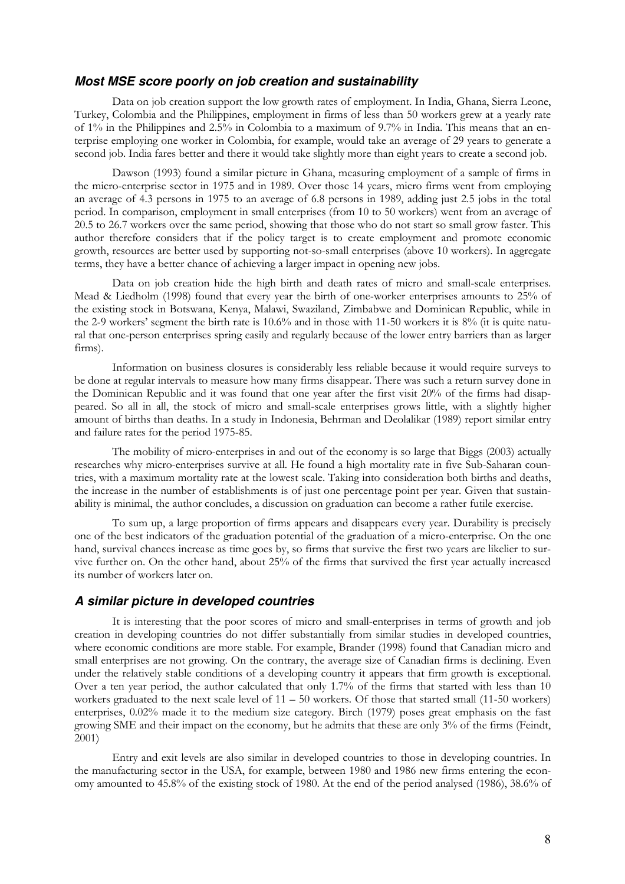### *Most MSE score poorly on job creation and sustainability*

Data on job creation support the low growth rates of employment. In India, Ghana, Sierra Leone, Turkey, Colombia and the Philippines, employment in firms of less than 50 workers grew at a yearly rate of 1% in the Philippines and 2.5% in Colombia to a maximum of 9.7% in India. This means that an enterprise employing one worker in Colombia, for example, would take an average of 29 years to generate a second job. India fares better and there it would take slightly more than eight years to create a second job.

Dawson (1993) found a similar picture in Ghana, measuring employment of a sample of firms in the micro-enterprise sector in 1975 and in 1989. Over those 14 years, micro firms went from employing an average of 4.3 persons in 1975 to an average of 6.8 persons in 1989, adding just 2.5 jobs in the total period. In comparison, employment in small enterprises (from 10 to 50 workers) went from an average of 20.5 to 26.7 workers over the same period, showing that those who do not start so small grow faster. This author therefore considers that if the policy target is to create employment and promote economic growth, resources are better used by supporting not-so-small enterprises (above 10 workers). In aggregate terms, they have a better chance of achieving a larger impact in opening new jobs.

Data on job creation hide the high birth and death rates of micro and small-scale enterprises. Mead & Liedholm (1998) found that every year the birth of one-worker enterprises amounts to 25% of the existing stock in Botswana, Kenya, Malawi, Swaziland, Zimbabwe and Dominican Republic, while in the 2-9 workers' segment the birth rate is 10.6% and in those with 11-50 workers it is 8% (it is quite natural that one-person enterprises spring easily and regularly because of the lower entry barriers than as larger firms).

Information on business closures is considerably less reliable because it would require surveys to be done at regular intervals to measure how many firms disappear. There was such a return survey done in the Dominican Republic and it was found that one year after the first visit 20% of the firms had disappeared. So all in all, the stock of micro and small-scale enterprises grows little, with a slightly higher amount of births than deaths. In a study in Indonesia, Behrman and Deolalikar (1989) report similar entry and failure rates for the period 1975-85.

The mobility of micro-enterprises in and out of the economy is so large that Biggs (2003) actually researches why micro-enterprises survive at all. He found a high mortality rate in five Sub-Saharan countries, with a maximum mortality rate at the lowest scale. Taking into consideration both births and deaths, the increase in the number of establishments is of just one percentage point per year. Given that sustainability is minimal, the author concludes, a discussion on graduation can become a rather futile exercise.

To sum up, a large proportion of firms appears and disappears every year. Durability is precisely one of the best indicators of the graduation potential of the graduation of a micro-enterprise. On the one hand, survival chances increase as time goes by, so firms that survive the first two years are likelier to survive further on. On the other hand, about 25% of the firms that survived the first year actually increased its number of workers later on.

### *A similar picture in developed countries*

It is interesting that the poor scores of micro and small-enterprises in terms of growth and job creation in developing countries do not differ substantially from similar studies in developed countries, where economic conditions are more stable. For example, Brander (1998) found that Canadian micro and small enterprises are not growing. On the contrary, the average size of Canadian firms is declining. Even under the relatively stable conditions of a developing country it appears that firm growth is exceptional. Over a ten year period, the author calculated that only 1.7% of the firms that started with less than 10 workers graduated to the next scale level of 11 – 50 workers. Of those that started small (11-50 workers) enterprises, 0.02% made it to the medium size category. Birch (1979) poses great emphasis on the fast growing SME and their impact on the economy, but he admits that these are only 3% of the firms (Feindt, 2001)

Entry and exit levels are also similar in developed countries to those in developing countries. In the manufacturing sector in the USA, for example, between 1980 and 1986 new firms entering the economy amounted to 45.8% of the existing stock of 1980. At the end of the period analysed (1986), 38.6% of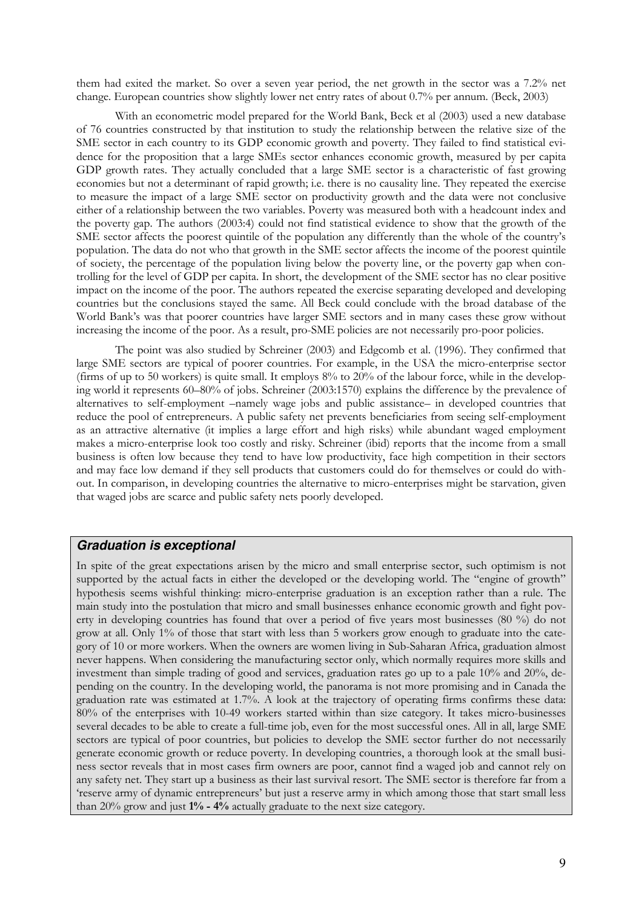them had exited the market. So over a seven year period, the net growth in the sector was a 7.2% net change. European countries show slightly lower net entry rates of about 0.7% per annum. (Beck, 2003)

With an econometric model prepared for the World Bank, Beck et al (2003) used a new database of 76 countries constructed by that institution to study the relationship between the relative size of the SME sector in each country to its GDP economic growth and poverty. They failed to find statistical evidence for the proposition that a large SMEs sector enhances economic growth, measured by per capita GDP growth rates. They actually concluded that a large SME sector is a characteristic of fast growing economies but not a determinant of rapid growth; i.e. there is no causality line. They repeated the exercise to measure the impact of a large SME sector on productivity growth and the data were not conclusive either of a relationship between the two variables. Poverty was measured both with a headcount index and the poverty gap. The authors (2003:4) could not find statistical evidence to show that the growth of the SME sector affects the poorest quintile of the population any differently than the whole of the country's population. The data do not who that growth in the SME sector affects the income of the poorest quintile of society, the percentage of the population living below the poverty line, or the poverty gap when controlling for the level of GDP per capita. In short, the development of the SME sector has no clear positive impact on the income of the poor. The authors repeated the exercise separating developed and developing countries but the conclusions stayed the same. All Beck could conclude with the broad database of the World Bank's was that poorer countries have larger SME sectors and in many cases these grow without increasing the income of the poor. As a result, pro-SME policies are not necessarily pro-poor policies.

The point was also studied by Schreiner (2003) and Edgcomb et al. (1996). They confirmed that large SME sectors are typical of poorer countries. For example, in the USA the micro-enterprise sector (firms of up to 50 workers) is quite small. It employs 8% to 20% of the labour force, while in the developing world it represents 60–80% of jobs. Schreiner (2003:1570) explains the difference by the prevalence of alternatives to self-employment –namely wage jobs and public assistance– in developed countries that reduce the pool of entrepreneurs. A public safety net prevents beneficiaries from seeing self-employment as an attractive alternative (it implies a large effort and high risks) while abundant waged employment makes a micro-enterprise look too costly and risky. Schreiner (ibid) reports that the income from a small business is often low because they tend to have low productivity, face high competition in their sectors and may face low demand if they sell products that customers could do for themselves or could do without. In comparison, in developing countries the alternative to micro-enterprises might be starvation, given that waged jobs are scarce and public safety nets poorly developed.

### *Graduation is exceptional*

In spite of the great expectations arisen by the micro and small enterprise sector, such optimism is not supported by the actual facts in either the developed or the developing world. The "engine of growth" hypothesis seems wishful thinking: micro-enterprise graduation is an exception rather than a rule. The main study into the postulation that micro and small businesses enhance economic growth and fight poverty in developing countries has found that over a period of five years most businesses (80 %) do not grow at all. Only 1% of those that start with less than 5 workers grow enough to graduate into the category of 10 or more workers. When the owners are women living in Sub-Saharan Africa, graduation almost never happens. When considering the manufacturing sector only, which normally requires more skills and investment than simple trading of good and services, graduation rates go up to a pale 10% and 20%, depending on the country. In the developing world, the panorama is not more promising and in Canada the graduation rate was estimated at 1.7%. A look at the trajectory of operating firms confirms these data: 80% of the enterprises with 10-49 workers started within than size category. It takes micro-businesses several decades to be able to create a full-time job, even for the most successful ones. All in all, large SME sectors are typical of poor countries, but policies to develop the SME sector further do not necessarily generate economic growth or reduce poverty. In developing countries, a thorough look at the small business sector reveals that in most cases firm owners are poor, cannot find a waged job and cannot rely on any safety net. They start up a business as their last survival resort. The SME sector is therefore far from a 'reserve army of dynamic entrepreneurs' but just a reserve army in which among those that start small less than 20% grow and just **1% - 4%** actually graduate to the next size category.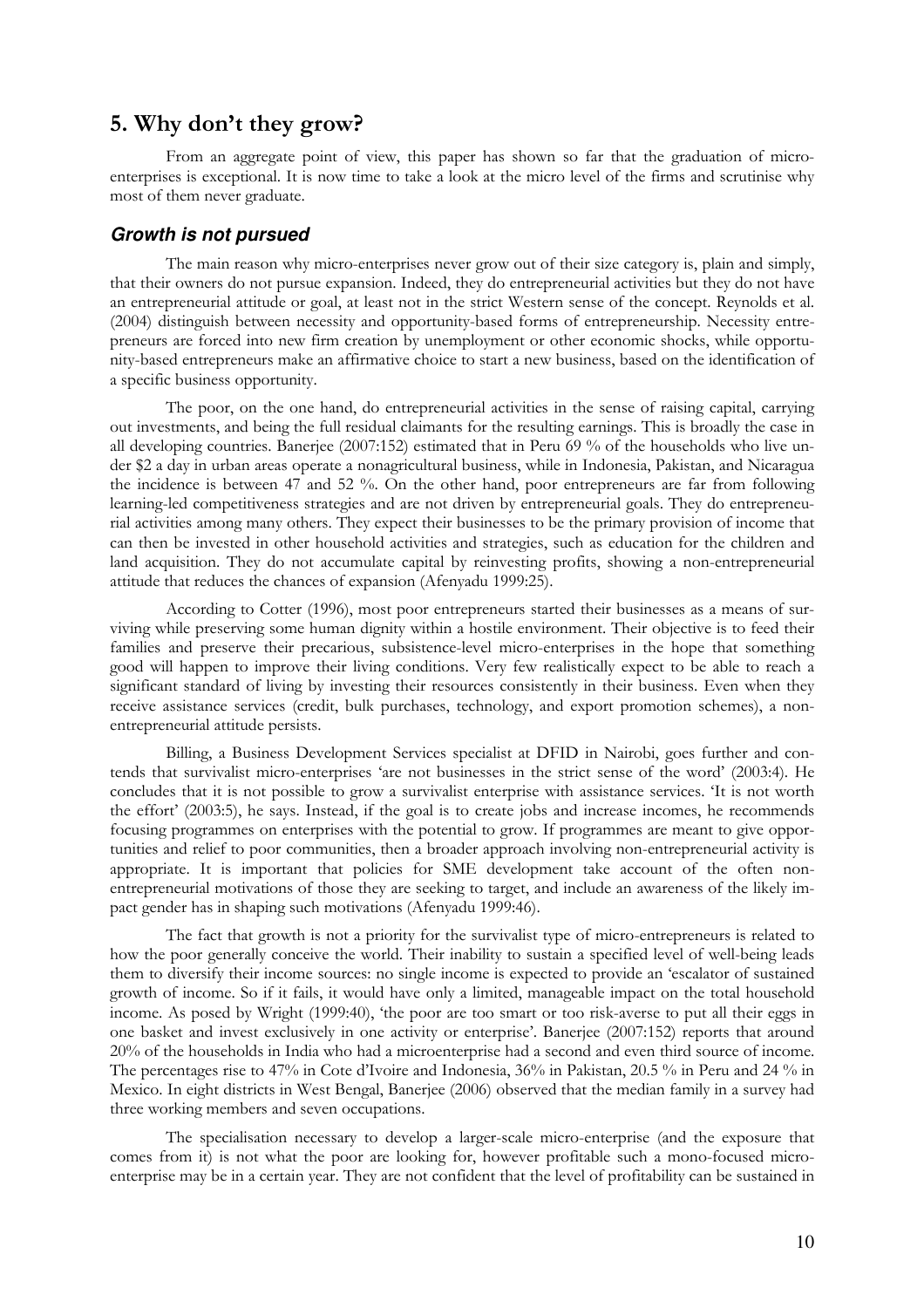## 5. Why don't they grow?

From an aggregate point of view, this paper has shown so far that the graduation of micro-enterprises is exceptional. It is now time to take a look at the micro level of the firms and scrutinise why most of them never graduate.

### *Growth is not pursued*

The main reason why micro-enterprises never grow out of their size category is, plain and simply, that their owners do not pursue expansion. Indeed, they do entrepreneurial activities but they do not have an entrepreneurial attitude or goal, at least not in the strict Western sense of the concept. Reynolds et al. (2004) distinguish between necessity and opportunity-based forms of entrepreneurship. Necessity entrepreneurs are forced into new firm creation by unemployment or other economic shocks, while opportunity-based entrepreneurs make an affirmative choice to start a new business, based on the identification of a specific business opportunity.

The poor, on the one hand, do entrepreneurial activities in the sense of raising capital, carrying out investments, and being the full residual claimants for the resulting earnings. This is broadly the case in all developing countries. Banerjee (2007:152) estimated that in Peru 69 % of the households who live under $2 a day in urban areas operate a nonagricultural business, while in Indonesia, Pakistan, and Nicaragua the incidence is between 47 and 52 %. On the other hand, poor entrepreneurs are far from following learning-led competitiveness strategies and are not driven by entrepreneurial goals. They do entrepreneurial activities among many others. They expect their businesses to be the primary provision of income that can then be invested in other household activities and strategies, such as education for the children and land acquisition. They do not accumulate capital by reinvesting profits, showing a non-entrepreneurial attitude that reduces the chances of expansion (Afenyadu 1999:25).

According to Cotter (1996), most poor entrepreneurs started their businesses as a means of surviving while preserving some human dignity within a hostile environment. Their objective is to feed their families and preserve their precarious, subsistence-level micro-enterprises in the hope that something good will happen to improve their living conditions. Very few realistically expect to be able to reach a significant standard of living by investing their resources consistently in their business. Even when they receive assistance services (credit, bulk purchases, technology, and export promotion schemes), a non-entrepreneurial attitude persists.

Billing, a Business Development Services specialist at DFID in Nairobi, goes further and contends that survivalist micro-enterprises 'are not businesses in the strict sense of the word' (2003:4). He concludes that it is not possible to grow a survivalist enterprise with assistance services. 'It is not worth the effort' (2003:5), he says. Instead, if the goal is to create jobs and increase incomes, he recommends focusing programmes on enterprises with the potential to grow. If programmes are meant to give opportunities and relief to poor communities, then a broader approach involving non-entrepreneurial activity is appropriate. It is important that policies for SME development take account of the often non-entrepreneurial motivations of those they are seeking to target, and include an awareness of the likely impact gender has in shaping such motivations (Afenyadu 1999:46).

The fact that growth is not a priority for the survivalist type of micro-entrepreneurs is related to how the poor generally conceive the world. Their inability to sustain a specified level of well-being leads them to diversify their income sources: no single income is expected to provide an 'escalator of sustained growth of income. So if it fails, it would have only a limited, manageable impact on the total household income. As posed by Wright (1999:40), 'the poor are too smart or too risk-averse to put all their eggs in one basket and invest exclusively in one activity or enterprise'. Banerjee (2007:152) reports that around 20% of the households in India who had a microenterprise had a second and even third source of income. The percentages rise to 47% in Cote d'Ivoire and Indonesia, 36% in Pakistan, 20.5 % in Peru and 24 % in Mexico. In eight districts in West Bengal, Banerjee (2006) observed that the median family in a survey had three working members and seven occupations.

The specialisation necessary to develop a larger-scale micro-enterprise (and the exposure that comes from it) is not what the poor are looking for, however profitable such a mono-focused micro-enterprise may be in a certain year. They are not confident that the level of profitability can be sustained in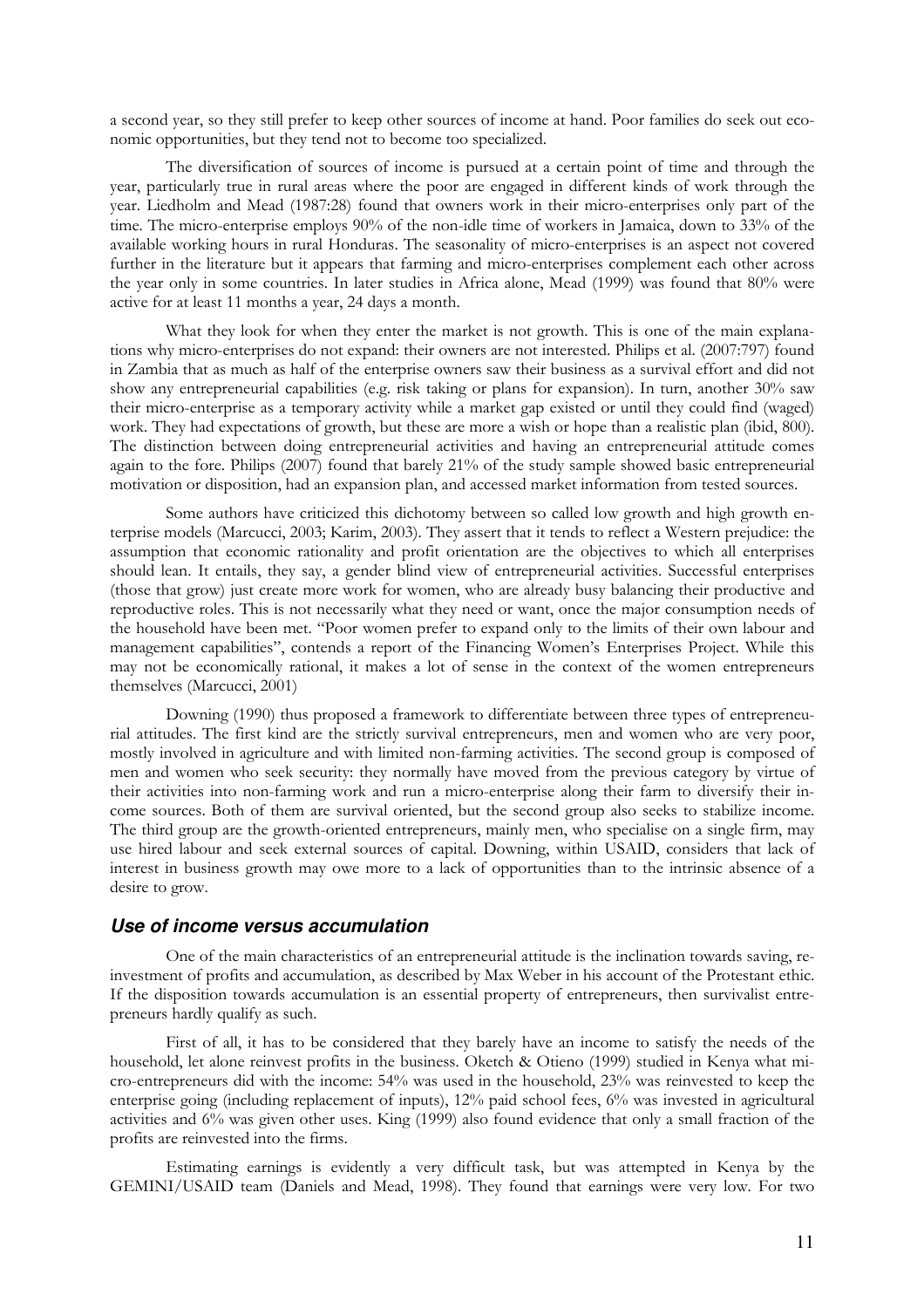a second year, so they still prefer to keep other sources of income at hand. Poor families do seek out economic opportunities, but they tend not to become too specialized.

The diversification of sources of income is pursued at a certain point of time and through the year, particularly true in rural areas where the poor are engaged in different kinds of work through the year. Liedholm and Mead (1987:28) found that owners work in their micro-enterprises only part of the time. The micro-enterprise employs 90% of the non-idle time of workers in Jamaica, down to 33% of the available working hours in rural Honduras. The seasonality of micro-enterprises is an aspect not covered further in the literature but it appears that farming and micro-enterprises complement each other across the year only in some countries. In later studies in Africa alone, Mead (1999) was found that 80% were active for at least 11 months a year, 24 days a month.

What they look for when they enter the market is not growth. This is one of the main explanations why micro-enterprises do not expand: their owners are not interested. Philips et al. (2007:797) found in Zambia that as much as half of the enterprise owners saw their business as a survival effort and did not show any entrepreneurial capabilities (e.g. risk taking or plans for expansion). In turn, another 30% saw their micro-enterprise as a temporary activity while a market gap existed or until they could find (waged) work. They had expectations of growth, but these are more a wish or hope than a realistic plan (ibid, 800). The distinction between doing entrepreneurial activities and having an entrepreneurial attitude comes again to the fore. Philips (2007) found that barely 21% of the study sample showed basic entrepreneurial motivation or disposition, had an expansion plan, and accessed market information from tested sources.

Some authors have criticized this dichotomy between so called low growth and high growth enterprise models (Marcucci, 2003; Karim, 2003). They assert that it tends to reflect a Western prejudice: the assumption that economic rationality and profit orientation are the objectives to which all enterprises should lean. It entails, they say, a gender blind view of entrepreneurial activities. Successful enterprises (those that grow) just create more work for women, who are already busy balancing their productive and reproductive roles. This is not necessarily what they need or want, once the major consumption needs of the household have been met. "Poor women prefer to expand only to the limits of their own labour and management capabilities", contends a report of the Financing Women's Enterprises Project. While this may not be economically rational, it makes a lot of sense in the context of the women entrepreneurs themselves (Marcucci, 2001)

Downing (1990) thus proposed a framework to differentiate between three types of entrepreneurial attitudes. The first kind are the strictly survival entrepreneurs, men and women who are very poor, mostly involved in agriculture and with limited non-farming activities. The second group is composed of men and women who seek security: they normally have moved from the previous category by virtue of their activities into non-farming work and run a micro-enterprise along their farm to diversify their income sources. Both of them are survival oriented, but the second group also seeks to stabilize income. The third group are the growth-oriented entrepreneurs, mainly men, who specialise on a single firm, may use hired labour and seek external sources of capital. Downing, within USAID, considers that lack of interest in business growth may owe more to a lack of opportunities than to the intrinsic absence of a desire to grow.

### *Use of income versus accumulation*

One of the main characteristics of an entrepreneurial attitude is the inclination towards saving, reinvestment of profits and accumulation, as described by Max Weber in his account of the Protestant ethic. If the disposition towards accumulation is an essential property of entrepreneurs, then survivalist entrepreneurs hardly qualify as such.

First of all, it has to be considered that they barely have an income to satisfy the needs of the household, let alone reinvest profits in the business. Oketch & Otieno (1999) studied in Kenya what micro-entrepreneurs did with the income: 54% was used in the household, 23% was reinvested to keep the enterprise going (including replacement of inputs), 12% paid school fees, 6% was invested in agricultural activities and 6% was given other uses. King (1999) also found evidence that only a small fraction of the profits are reinvested into the firms.

Estimating earnings is evidently a very difficult task, but was attempted in Kenya by the GEMINI/USAID team (Daniels and Mead, 1998). They found that earnings were very low. For two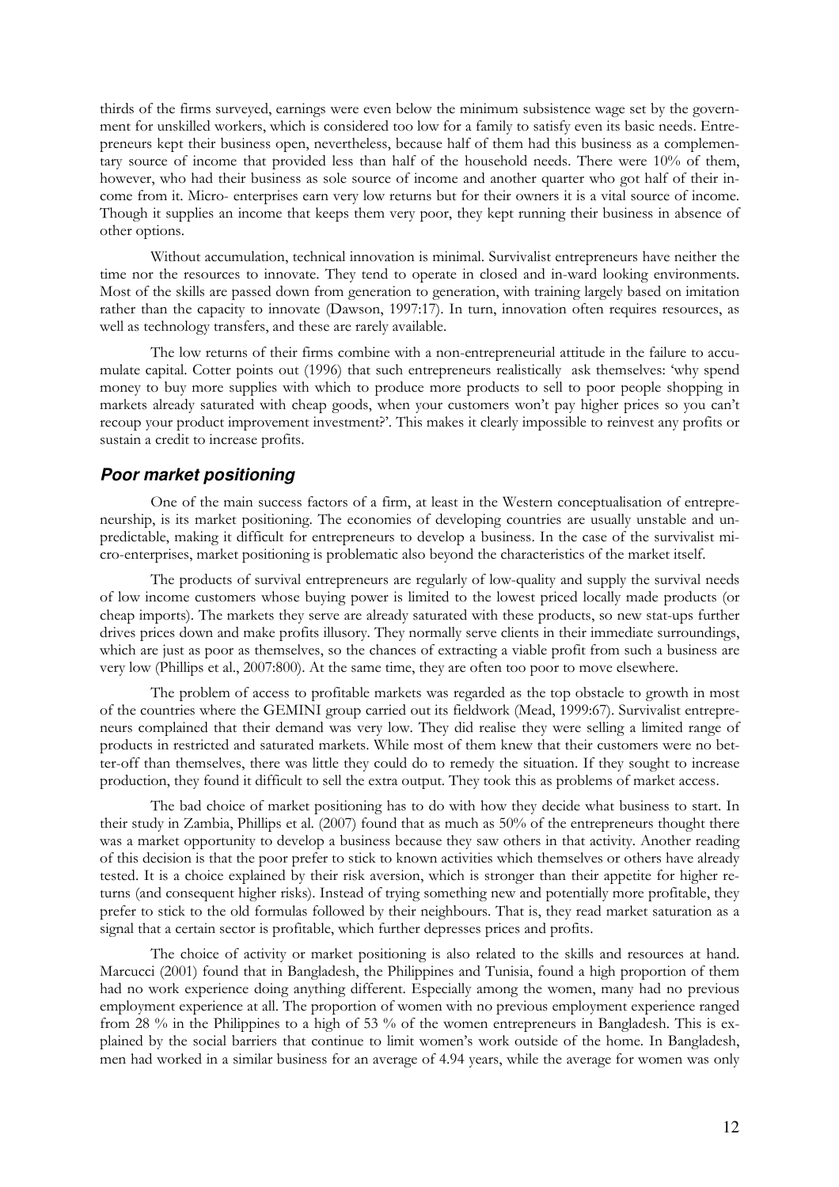thirds of the firms surveyed, earnings were even below the minimum subsistence wage set by the government for unskilled workers, which is considered too low for a family to satisfy even its basic needs. Entrepreneurs kept their business open, nevertheless, because half of them had this business as a complementary source of income that provided less than half of the household needs. There were 10% of them, however, who had their business as sole source of income and another quarter who got half of their income from it. Micro- enterprises earn very low returns but for their owners it is a vital source of income. Though it supplies an income that keeps them very poor, they kept running their business in absence of other options.

Without accumulation, technical innovation is minimal. Survivalist entrepreneurs have neither the time nor the resources to innovate. They tend to operate in closed and in-ward looking environments. Most of the skills are passed down from generation to generation, with training largely based on imitation rather than the capacity to innovate (Dawson, 1997:17). In turn, innovation often requires resources, as well as technology transfers, and these are rarely available.

The low returns of their firms combine with a non-entrepreneurial attitude in the failure to accumulate capital. Cotter points out (1996) that such entrepreneurs realistically ask themselves: 'why spend money to buy more supplies with which to produce more products to sell to poor people shopping in markets already saturated with cheap goods, when your customers won't pay higher prices so you can't recoup your product improvement investment?'. This makes it clearly impossible to reinvest any profits or sustain a credit to increase profits.

## *Poor market positioning*

One of the main success factors of a firm, at least in the Western conceptualisation of entrepreneurship, is its market positioning. The economies of developing countries are usually unstable and unpredictable, making it difficult for entrepreneurs to develop a business. In the case of the survivalist micro-enterprises, market positioning is problematic also beyond the characteristics of the market itself.

The products of survival entrepreneurs are regularly of low-quality and supply the survival needs of low income customers whose buying power is limited to the lowest priced locally made products (or cheap imports). The markets they serve are already saturated with these products, so new stat-ups further drives prices down and make profits illusory. They normally serve clients in their immediate surroundings, which are just as poor as themselves, so the chances of extracting a viable profit from such a business are very low (Phillips et al., 2007:800). At the same time, they are often too poor to move elsewhere.

The problem of access to profitable markets was regarded as the top obstacle to growth in most of the countries where the GEMINI group carried out its fieldwork (Mead, 1999:67). Survivalist entrepreneurs complained that their demand was very low. They did realise they were selling a limited range of products in restricted and saturated markets. While most of them knew that their customers were no better-off than themselves, there was little they could do to remedy the situation. If they sought to increase production, they found it difficult to sell the extra output. They took this as problems of market access.

The bad choice of market positioning has to do with how they decide what business to start. In their study in Zambia, Phillips et al. (2007) found that as much as 50% of the entrepreneurs thought there was a market opportunity to develop a business because they saw others in that activity. Another reading of this decision is that the poor prefer to stick to known activities which themselves or others have already tested. It is a choice explained by their risk aversion, which is stronger than their appetite for higher returns (and consequent higher risks). Instead of trying something new and potentially more profitable, they prefer to stick to the old formulas followed by their neighbours. That is, they read market saturation as a signal that a certain sector is profitable, which further depresses prices and profits.

The choice of activity or market positioning is also related to the skills and resources at hand. Marcucci (2001) found that in Bangladesh, the Philippines and Tunisia, found a high proportion of them had no work experience doing anything different. Especially among the women, many had no previous employment experience at all. The proportion of women with no previous employment experience ranged from 28 % in the Philippines to a high of 53 % of the women entrepreneurs in Bangladesh. This is explained by the social barriers that continue to limit women's work outside of the home. In Bangladesh, men had worked in a similar business for an average of 4.94 years, while the average for women was only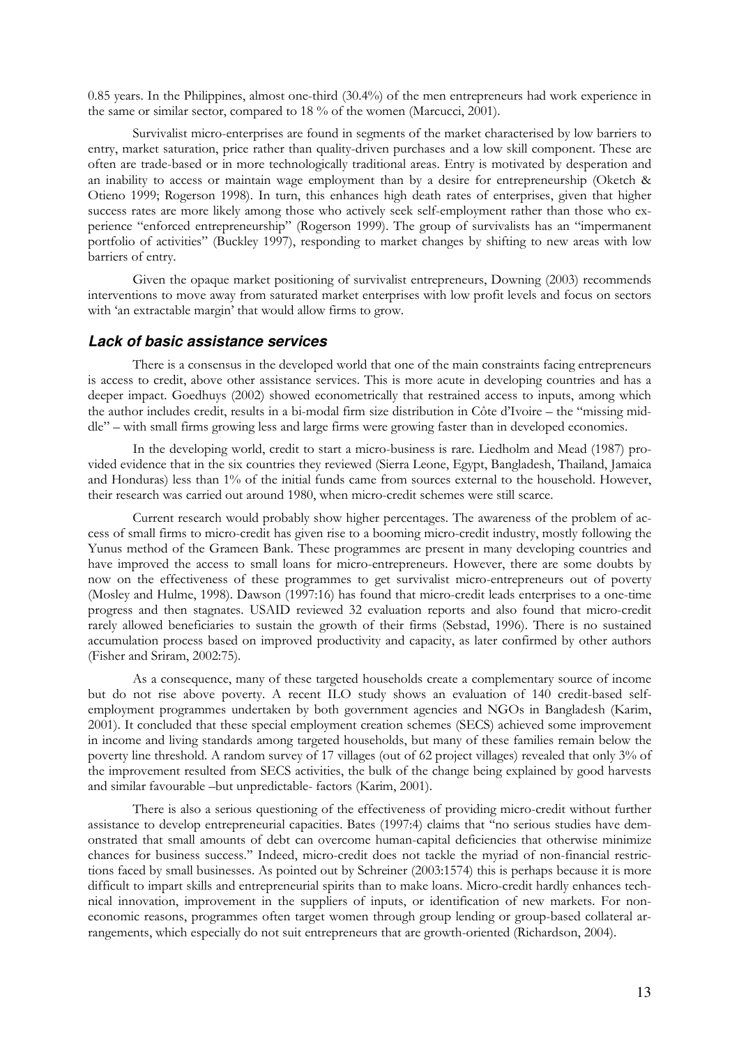0.85 years. In the Philippines, almost one-third (30.4%) of the men entrepreneurs had work experience in the same or similar sector, compared to 18 % of the women (Marcucci, 2001).

Survivalist micro-enterprises are found in segments of the market characterised by low barriers to entry, market saturation, price rather than quality-driven purchases and a low skill component. These are often are trade-based or in more technologically traditional areas. Entry is motivated by desperation and an inability to access or maintain wage employment than by a desire for entrepreneurship (Oketch & Otieno 1999; Rogerson 1998). In turn, this enhances high death rates of enterprises, given that higher success rates are more likely among those who actively seek self-employment rather than those who experience "enforced entrepreneurship" (Rogerson 1999). The group of survivalists has an "impermanent portfolio of activities" (Buckley 1997), responding to market changes by shifting to new areas with low barriers of entry.

Given the opaque market positioning of survivalist entrepreneurs, Downing (2003) recommends interventions to move away from saturated market enterprises with low profit levels and focus on sectors with 'an extractable margin' that would allow firms to grow.

### *Lack of basic assistance services*

There is a consensus in the developed world that one of the main constraints facing entrepreneurs is access to credit, above other assistance services. This is more acute in developing countries and has a deeper impact. Goedhuys (2002) showed econometrically that restrained access to inputs, among which the author includes credit, results in a bi-modal firm size distribution in Côte d'Ivoire – the "missing middle" – with small firms growing less and large firms were growing faster than in developed economies.

In the developing world, credit to start a micro-business is rare. Liedholm and Mead (1987) provided evidence that in the six countries they reviewed (Sierra Leone, Egypt, Bangladesh, Thailand, Jamaica and Honduras) less than 1% of the initial funds came from sources external to the household. However, their research was carried out around 1980, when micro-credit schemes were still scarce.

Current research would probably show higher percentages. The awareness of the problem of access of small firms to micro-credit has given rise to a booming micro-credit industry, mostly following the Yunus method of the Grameen Bank. These programmes are present in many developing countries and have improved the access to small loans for micro-entrepreneurs. However, there are some doubts by now on the effectiveness of these programmes to get survivalist micro-entrepreneurs out of poverty (Mosley and Hulme, 1998). Dawson (1997:16) has found that micro-credit leads enterprises to a one-time progress and then stagnates. USAID reviewed 32 evaluation reports and also found that micro-credit rarely allowed beneficiaries to sustain the growth of their firms (Sebstad, 1996). There is no sustained accumulation process based on improved productivity and capacity, as later confirmed by other authors (Fisher and Sriram, 2002:75).

As a consequence, many of these targeted households create a complementary source of income but do not rise above poverty. A recent ILO study shows an evaluation of 140 credit-based self-employment programmes undertaken by both government agencies and NGOs in Bangladesh (Karim, 2001). It concluded that these special employment creation schemes (SECS) achieved some improvement in income and living standards among targeted households, but many of these families remain below the poverty line threshold. A random survey of 17 villages (out of 62 project villages) revealed that only 3% of the improvement resulted from SECS activities, the bulk of the change being explained by good harvests and similar favourable –but unpredictable- factors (Karim, 2001).

There is also a serious questioning of the effectiveness of providing micro-credit without further assistance to develop entrepreneurial capacities. Bates (1997:4) claims that "no serious studies have demonstrated that small amounts of debt can overcome human-capital deficiencies that otherwise minimize chances for business success." Indeed, micro-credit does not tackle the myriad of non-financial restrictions faced by small businesses. As pointed out by Schreiner (2003:1574) this is perhaps because it is more difficult to impart skills and entrepreneurial spirits than to make loans. Micro-credit hardly enhances technical innovation, improvement in the suppliers of inputs, or identification of new markets. For non-economic reasons, programmes often target women through group lending or group-based collateral arrangements, which especially do not suit entrepreneurs that are growth-oriented (Richardson, 2004).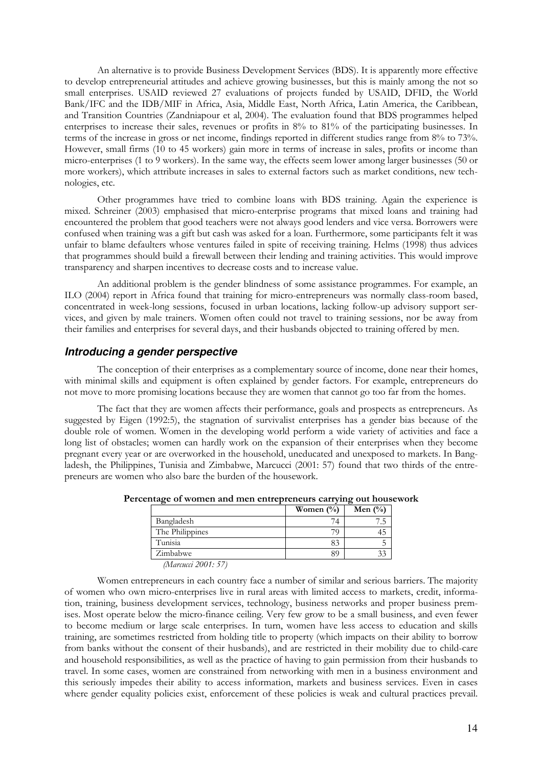An alternative is to provide Business Development Services (BDS). It is apparently more effective to develop entrepreneurial attitudes and achieve growing businesses, but this is mainly among the not so small enterprises. USAID reviewed 27 evaluations of projects funded by USAID, DFID, the World Bank/IFC and the IDB/MIF in Africa, Asia, Middle East, North Africa, Latin America, the Caribbean, and Transition Countries (Zandniapour et al, 2004). The evaluation found that BDS programmes helped enterprises to increase their sales, revenues or profits in 8% to 81% of the participating businesses. In terms of the increase in gross or net income, findings reported in different studies range from 8% to 73%. However, small firms (10 to 45 workers) gain more in terms of increase in sales, profits or income than micro-enterprises (1 to 9 workers). In the same way, the effects seem lower among larger businesses (50 or more workers), which attribute increases in sales to external factors such as market conditions, new technologies, etc.

Other programmes have tried to combine loans with BDS training. Again the experience is mixed. Schreiner (2003) emphasised that micro-enterprise programs that mixed loans and training had encountered the problem that good teachers were not always good lenders and vice versa. Borrowers were confused when training was a gift but cash was asked for a loan. Furthermore, some participants felt it was unfair to blame defaulters whose ventures failed in spite of receiving training. Helms (1998) thus advices that programmes should build a firewall between their lending and training activities. This would improve transparency and sharpen incentives to decrease costs and to increase value.

An additional problem is the gender blindness of some assistance programmes. For example, an ILO (2004) report in Africa found that training for micro-entrepreneurs was normally class-room based, concentrated in week-long sessions, focused in urban locations, lacking follow-up advisory support services, and given by male trainers. Women often could not travel to training sessions, nor be away from their families and enterprises for several days, and their husbands objected to training offered by men.

## *Introducing a gender perspective*

The conception of their enterprises as a complementary source of income, done near their homes, with minimal skills and equipment is often explained by gender factors. For example, entrepreneurs do not move to more promising locations because they are women that cannot go too far from the homes.

The fact that they are women affects their performance, goals and prospects as entrepreneurs. As suggested by Eigen (1992:5), the stagnation of survivalist enterprises has a gender bias because of the double role of women. Women in the developing world perform a wide variety of activities and face a long list of obstacles; women can hardly work on the expansion of their enterprises when they become pregnant every year or are overworked in the household, uneducated and unexposed to markets. In Bangladesh, the Philippines, Tunisia and Zimbabwe, Marcucci (2001: 57) found that two thirds of the entrepreneurs are women who also bare the burden of the housework.

**Percentage of women and men entrepreneurs carrying out housework**

| | Women (%) | Men (%) |
|---|---|---|
| Bangladesh | 74 | 7.5 |
| The Philippines | 79 | 45 |
| Tunisia | 83 | 5 |
| Zimbabwe | 89 | 33 |

*(Marcucci 2001: 57)*

Women entrepreneurs in each country face a number of similar and serious barriers. The majority of women who own micro-enterprises live in rural areas with limited access to markets, credit, information, training, business development services, technology, business networks and proper business premises. Most operate below the micro-finance ceiling. Very few grow to be a small business, and even fewer to become medium or large scale enterprises. In turn, women have less access to education and skills training, are sometimes restricted from holding title to property (which impacts on their ability to borrow from banks without the consent of their husbands), and are restricted in their mobility due to child-care and household responsibilities, as well as the practice of having to gain permission from their husbands to travel. In some cases, women are constrained from networking with men in a business environment and this seriously impedes their ability to access information, markets and business services. Even in cases where gender equality policies exist, enforcement of these policies is weak and cultural practices prevail.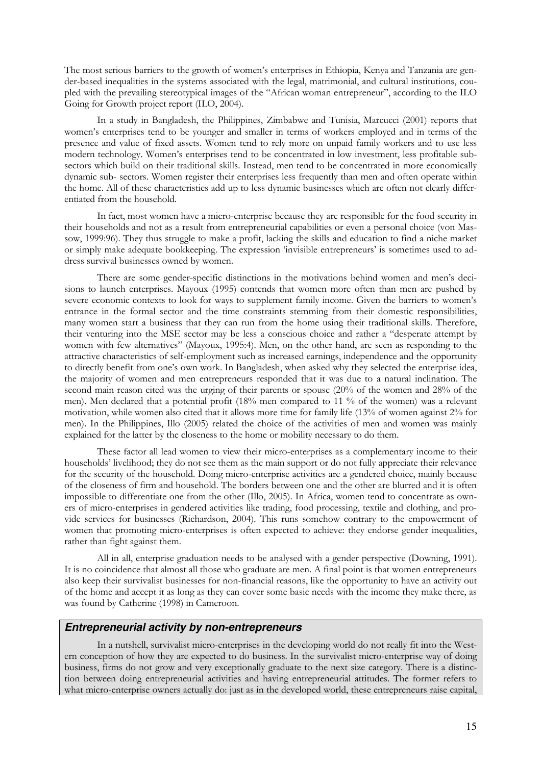The most serious barriers to the growth of women's enterprises in Ethiopia, Kenya and Tanzania are gender-based inequalities in the systems associated with the legal, matrimonial, and cultural institutions, coupled with the prevailing stereotypical images of the "African woman entrepreneur", according to the ILO Going for Growth project report (ILO, 2004).

In a study in Bangladesh, the Philippines, Zimbabwe and Tunisia, Marcucci (2001) reports that women's enterprises tend to be younger and smaller in terms of workers employed and in terms of the presence and value of fixed assets. Women tend to rely more on unpaid family workers and to use less modern technology. Women's enterprises tend to be concentrated in low investment, less profitable subsectors which build on their traditional skills. Instead, men tend to be concentrated in more economically dynamic sub- sectors. Women register their enterprises less frequently than men and often operate within the home. All of these characteristics add up to less dynamic businesses which are often not clearly differentiated from the household.

In fact, most women have a micro-enterprise because they are responsible for the food security in their households and not as a result from entrepreneurial capabilities or even a personal choice (von Massow, 1999:96). They thus struggle to make a profit, lacking the skills and education to find a niche market or simply make adequate bookkeeping. The expression 'invisible entrepreneurs' is sometimes used to address survival businesses owned by women.

There are some gender-specific distinctions in the motivations behind women and men's decisions to launch enterprises. Mayoux (1995) contends that women more often than men are pushed by severe economic contexts to look for ways to supplement family income. Given the barriers to women's entrance in the formal sector and the time constraints stemming from their domestic responsibilities, many women start a business that they can run from the home using their traditional skills. Therefore, their venturing into the MSE sector may be less a conscious choice and rather a "desperate attempt by women with few alternatives" (Mayoux, 1995:4). Men, on the other hand, are seen as responding to the attractive characteristics of self-employment such as increased earnings, independence and the opportunity to directly benefit from one's own work. In Bangladesh, when asked why they selected the enterprise idea, the majority of women and men entrepreneurs responded that it was due to a natural inclination. The second main reason cited was the urging of their parents or spouse (20% of the women and 28% of the men). Men declared that a potential profit (18% men compared to 11 % of the women) was a relevant motivation, while women also cited that it allows more time for family life (13% of women against 2% for men). In the Philippines, Illo (2005) related the choice of the activities of men and women was mainly explained for the latter by the closeness to the home or mobility necessary to do them.

These factor all lead women to view their micro-enterprises as a complementary income to their households' livelihood; they do not see them as the main support or do not fully appreciate their relevance for the security of the household. Doing micro-enterprise activities are a gendered choice, mainly because of the closeness of firm and household. The borders between one and the other are blurred and it is often impossible to differentiate one from the other (Illo, 2005). In Africa, women tend to concentrate as owners of micro-enterprises in gendered activities like trading, food processing, textile and clothing, and provide services for businesses (Richardson, 2004). This runs somehow contrary to the empowerment of women that promoting micro-enterprises is often expected to achieve: they endorse gender inequalities, rather than fight against them.

All in all, enterprise graduation needs to be analysed with a gender perspective (Downing, 1991). It is no coincidence that almost all those who graduate are men. A final point is that women entrepreneurs also keep their survivalist businesses for non-financial reasons, like the opportunity to have an activity out of the home and accept it as long as they can cover some basic needs with the income they make there, as was found by Catherine (1998) in Cameroon.

## *Entrepreneurial activity by non-entrepreneurs*

In a nutshell, survivalist micro-enterprises in the developing world do not really fit into the Western conception of how they are expected to do business. In the survivalist micro-enterprise way of doing business, firms do not grow and very exceptionally graduate to the next size category. There is a distinction between doing entrepreneurial activities and having entrepreneurial attitudes. The former refers to what micro-enterprise owners actually do: just as in the developed world, these entrepreneurs raise capital,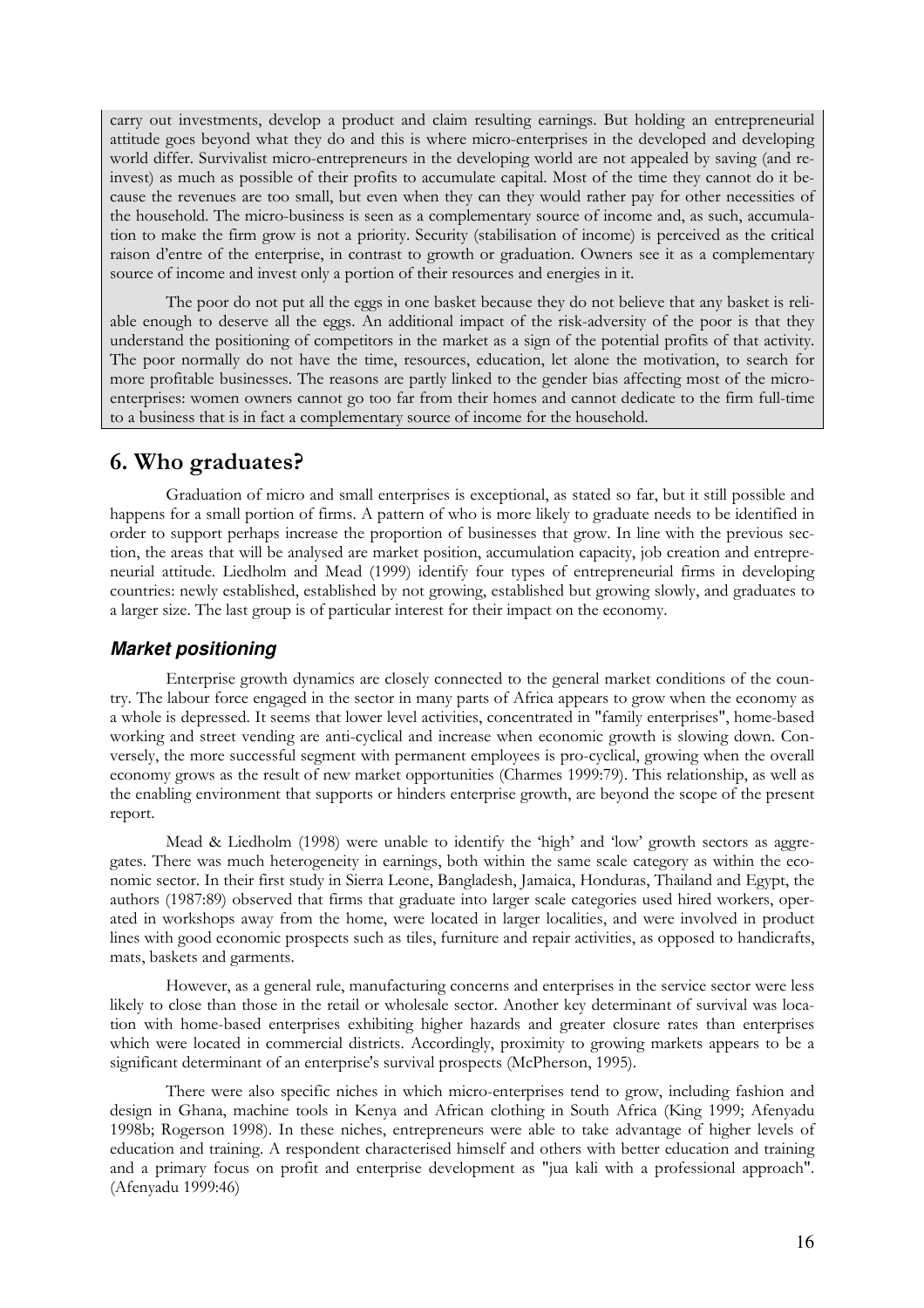carry out investments, develop a product and claim resulting earnings. But holding an entrepreneurial attitude goes beyond what they do and this is where micro-enterprises in the developed and developing world differ. Survivalist micro-entrepreneurs in the developing world are not appealed by saving (and re-invest) as much as possible of their profits to accumulate capital. Most of the time they cannot do it because the revenues are too small, but even when they can they would rather pay for other necessities of the household. The micro-business is seen as a complementary source of income and, as such, accumulation to make the firm grow is not a priority. Security (stabilisation of income) is perceived as the critical raison d'entre of the enterprise, in contrast to growth or graduation. Owners see it as a complementary source of income and invest only a portion of their resources and energies in it.

The poor do not put all the eggs in one basket because they do not believe that any basket is reliable enough to deserve all the eggs. An additional impact of the risk-adversity of the poor is that they understand the positioning of competitors in the market as a sign of the potential profits of that activity. The poor normally do not have the time, resources, education, let alone the motivation, to search for more profitable businesses. The reasons are partly linked to the gender bias affecting most of the micro-enterprises: women owners cannot go too far from their homes and cannot dedicate to the firm full-time to a business that is in fact a complementary source of income for the household.

# 6. Who graduates?

Graduation of micro and small enterprises is exceptional, as stated so far, but it still possible and happens for a small portion of firms. A pattern of who is more likely to graduate needs to be identified in order to support perhaps increase the proportion of businesses that grow. In line with the previous section, the areas that will be analysed are market position, accumulation capacity, job creation and entrepreneurial attitude. Liedholm and Mead (1999) identify four types of entrepreneurial firms in developing countries: newly established, established by not growing, established but growing slowly, and graduates to a larger size. The last group is of particular interest for their impact on the economy.

## *Market positioning*

Enterprise growth dynamics are closely connected to the general market conditions of the country. The labour force engaged in the sector in many parts of Africa appears to grow when the economy as a whole is depressed. It seems that lower level activities, concentrated in "family enterprises", home-based working and street vending are anti-cyclical and increase when economic growth is slowing down. Conversely, the more successful segment with permanent employees is pro-cyclical, growing when the overall economy grows as the result of new market opportunities (Charmes 1999:79). This relationship, as well as the enabling environment that supports or hinders enterprise growth, are beyond the scope of the present report.

Mead & Liedholm (1998) were unable to identify the 'high' and 'low' growth sectors as aggregates. There was much heterogeneity in earnings, both within the same scale category as within the economic sector. In their first study in Sierra Leone, Bangladesh, Jamaica, Honduras, Thailand and Egypt, the authors (1987:89) observed that firms that graduate into larger scale categories used hired workers, operated in workshops away from the home, were located in larger localities, and were involved in product lines with good economic prospects such as tiles, furniture and repair activities, as opposed to handicrafts, mats, baskets and garments.

However, as a general rule, manufacturing concerns and enterprises in the service sector were less likely to close than those in the retail or wholesale sector. Another key determinant of survival was location with home-based enterprises exhibiting higher hazards and greater closure rates than enterprises which were located in commercial districts. Accordingly, proximity to growing markets appears to be a significant determinant of an enterprise's survival prospects (McPherson, 1995).

There were also specific niches in which micro-enterprises tend to grow, including fashion and design in Ghana, machine tools in Kenya and African clothing in South Africa (King 1999; Afenyadu 1998b; Rogerson 1998). In these niches, entrepreneurs were able to take advantage of higher levels of education and training. A respondent characterised himself and others with better education and training and a primary focus on profit and enterprise development as "jua kali with a professional approach". (Afenyadu 1999:46)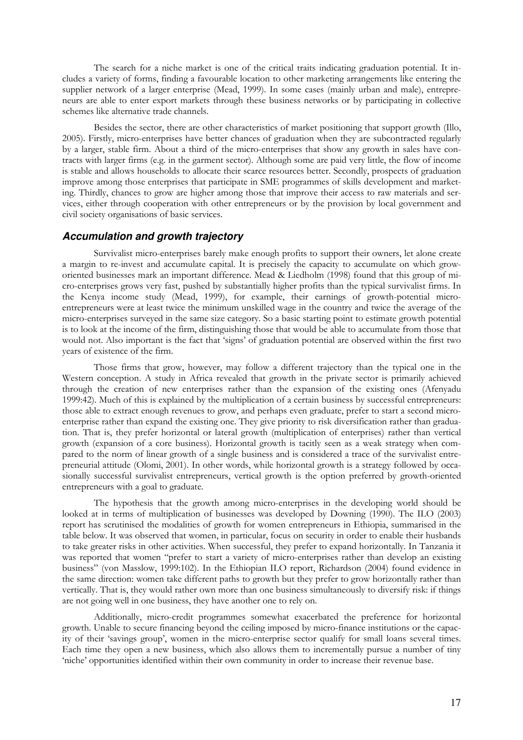The search for a niche market is one of the critical traits indicating graduation potential. It includes a variety of forms, finding a favourable location to other marketing arrangements like entering the supplier network of a larger enterprise (Mead, 1999). In some cases (mainly urban and male), entrepreneurs are able to enter export markets through these business networks or by participating in collective schemes like alternative trade channels.

Besides the sector, there are other characteristics of market positioning that support growth (Illo, 2005). Firstly, micro-enterprises have better chances of graduation when they are subcontracted regularly by a larger, stable firm. About a third of the micro-enterprises that show any growth in sales have contracts with larger firms (e.g. in the garment sector). Although some are paid very little, the flow of income is stable and allows households to allocate their scarce resources better. Secondly, prospects of graduation improve among those enterprises that participate in SME programmes of skills development and marketing. Thirdly, chances to grow are higher among those that improve their access to raw materials and services, either through cooperation with other entrepreneurs or by the provision by local government and civil society organisations of basic services.

### *Accumulation and growth trajectory*

Survivalist micro-enterprises barely make enough profits to support their owners, let alone create a margin to re-invest and accumulate capital. It is precisely the capacity to accumulate on which grow-oriented businesses mark an important difference. Mead & Liedholm (1998) found that this group of micro-enterprises grows very fast, pushed by substantially higher profits than the typical survivalist firms. In the Kenya income study (Mead, 1999), for example, their earnings of growth-potential micro-entrepreneurs were at least twice the minimum unskilled wage in the country and twice the average of the micro-enterprises surveyed in the same size category. So a basic starting point to estimate growth potential is to look at the income of the firm, distinguishing those that would be able to accumulate from those that would not. Also important is the fact that 'signs' of graduation potential are observed within the first two years of existence of the firm.

Those firms that grow, however, may follow a different trajectory than the typical one in the Western conception. A study in Africa revealed that growth in the private sector is primarily achieved through the creation of new enterprises rather than the expansion of the existing ones (Afenyadu 1999:42). Much of this is explained by the multiplication of a certain business by successful entrepreneurs: those able to extract enough revenues to grow, and perhaps even graduate, prefer to start a second micro-enterprise rather than expand the existing one. They give priority to risk diversification rather than graduation. That is, they prefer horizontal or lateral growth (multiplication of enterprises) rather than vertical growth (expansion of a core business). Horizontal growth is tacitly seen as a weak strategy when compared to the norm of linear growth of a single business and is considered a trace of the survivalist entrepreneurial attitude (Olomi, 2001). In other words, while horizontal growth is a strategy followed by occasionally successful survivalist entrepreneurs, vertical growth is the option preferred by growth-oriented entrepreneurs with a goal to graduate.

The hypothesis that the growth among micro-enterprises in the developing world should be looked at in terms of multiplication of businesses was developed by Downing (1990). The ILO (2003) report has scrutinised the modalities of growth for women entrepreneurs in Ethiopia, summarised in the table below. It was observed that women, in particular, focus on security in order to enable their husbands to take greater risks in other activities. When successful, they prefer to expand horizontally. In Tanzania it was reported that women "prefer to start a variety of micro-enterprises rather than develop an existing business" (von Masslow, 1999:102). In the Ethiopian ILO report, Richardson (2004) found evidence in the same direction: women take different paths to growth but they prefer to grow horizontally rather than vertically. That is, they would rather own more than one business simultaneously to diversify risk: if things are not going well in one business, they have another one to rely on.

Additionally, micro-credit programmes somewhat exacerbated the preference for horizontal growth. Unable to secure financing beyond the ceiling imposed by micro-finance institutions or the capacity of their 'savings group', women in the micro-enterprise sector qualify for small loans several times. Each time they open a new business, which also allows them to incrementally pursue a number of tiny 'niche' opportunities identified within their own community in order to increase their revenue base.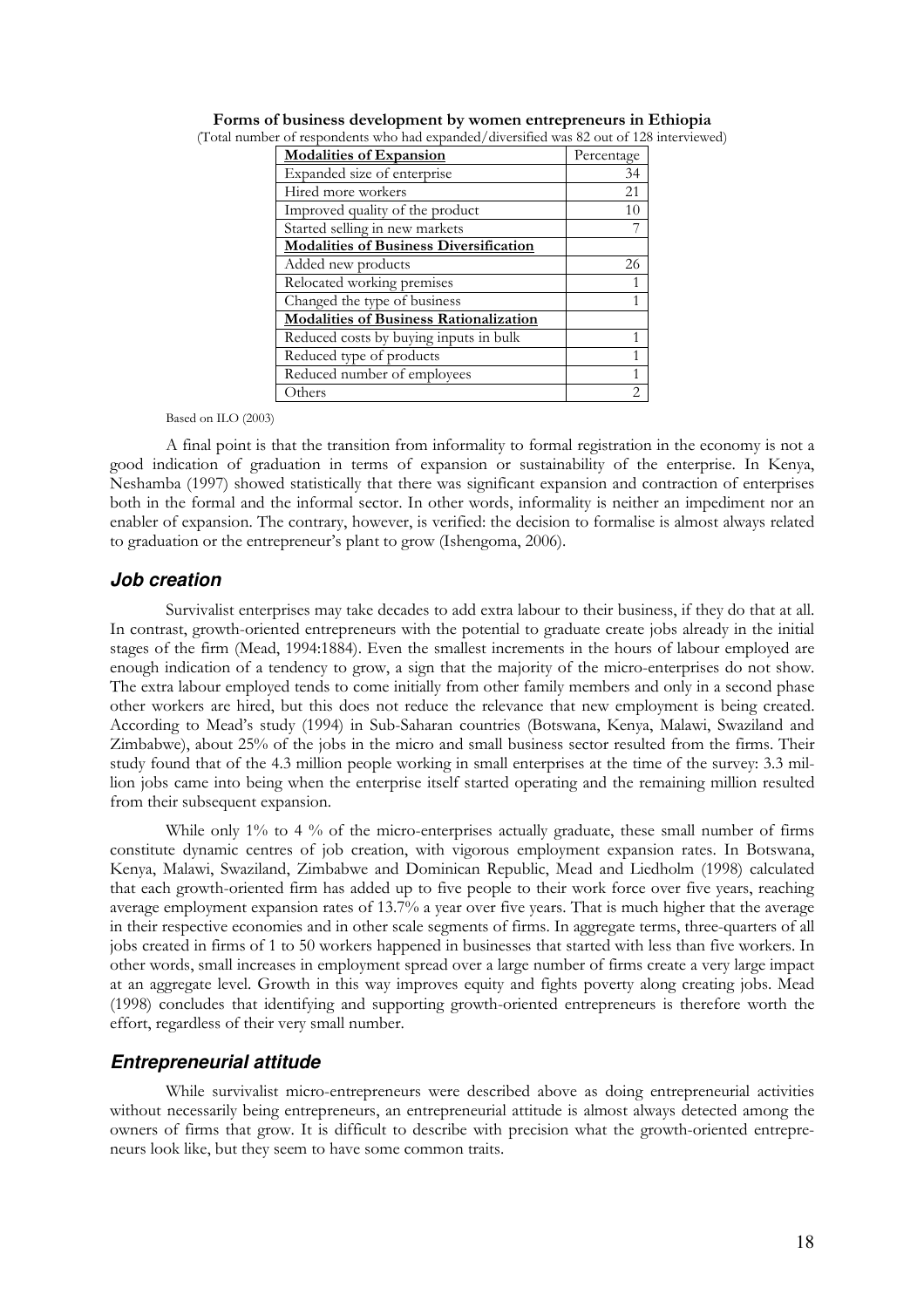**Forms of business development by women entrepreneurs in Ethiopia**

(Total number of respondents who had expanded/diversified was 82 out of 128 interviewed)

| **Modalities of Expansion** | Percentage |
|---|---|
| Expanded size of enterprise | 34 |
| Hired more workers | 21 |
| Improved quality of the product | 10 |
| Started selling in new markets | 7 |
| **Modalities of Business Diversification** | |
| Added new products | 26 |
| Relocated working premises | 1 |
| Changed the type of business | 1 |
| **Modalities of Business Rationalization** | |
| Reduced costs by buying inputs in bulk | 1 |
| Reduced type of products | 1 |
| Reduced number of employees | 1 |
| Others | 2 |

Based on ILO (2003)

A final point is that the transition from informality to formal registration in the economy is not a good indication of graduation in terms of expansion or sustainability of the enterprise. In Kenya, Neshamba (1997) showed statistically that there was significant expansion and contraction of enterprises both in the formal and the informal sector. In other words, informality is neither an impediment nor an enabler of expansion. The contrary, however, is verified: the decision to formalise is almost always related to graduation or the entrepreneur's plant to grow (Ishengoma, 2006).

## *Job creation*

Survivalist enterprises may take decades to add extra labour to their business, if they do that at all. In contrast, growth-oriented entrepreneurs with the potential to graduate create jobs already in the initial stages of the firm (Mead, 1994:1884). Even the smallest increments in the hours of labour employed are enough indication of a tendency to grow, a sign that the majority of the micro-enterprises do not show. The extra labour employed tends to come initially from other family members and only in a second phase other workers are hired, but this does not reduce the relevance that new employment is being created. According to Mead's study (1994) in Sub-Saharan countries (Botswana, Kenya, Malawi, Swaziland and Zimbabwe), about 25% of the jobs in the micro and small business sector resulted from the firms. Their study found that of the 4.3 million people working in small enterprises at the time of the survey: 3.3 million jobs came into being when the enterprise itself started operating and the remaining million resulted from their subsequent expansion.

While only 1% to 4 % of the micro-enterprises actually graduate, these small number of firms constitute dynamic centres of job creation, with vigorous employment expansion rates. In Botswana, Kenya, Malawi, Swaziland, Zimbabwe and Dominican Republic, Mead and Liedholm (1998) calculated that each growth-oriented firm has added up to five people to their work force over five years, reaching average employment expansion rates of 13.7% a year over five years. That is much higher that the average in their respective economies and in other scale segments of firms. In aggregate terms, three-quarters of all jobs created in firms of 1 to 50 workers happened in businesses that started with less than five workers. In other words, small increases in employment spread over a large number of firms create a very large impact at an aggregate level. Growth in this way improves equity and fights poverty along creating jobs. Mead (1998) concludes that identifying and supporting growth-oriented entrepreneurs is therefore worth the effort, regardless of their very small number.

## *Entrepreneurial attitude*

While survivalist micro-entrepreneurs were described above as doing entrepreneurial activities without necessarily being entrepreneurs, an entrepreneurial attitude is almost always detected among the owners of firms that grow. It is difficult to describe with precision what the growth-oriented entrepreneurs look like, but they seem to have some common traits.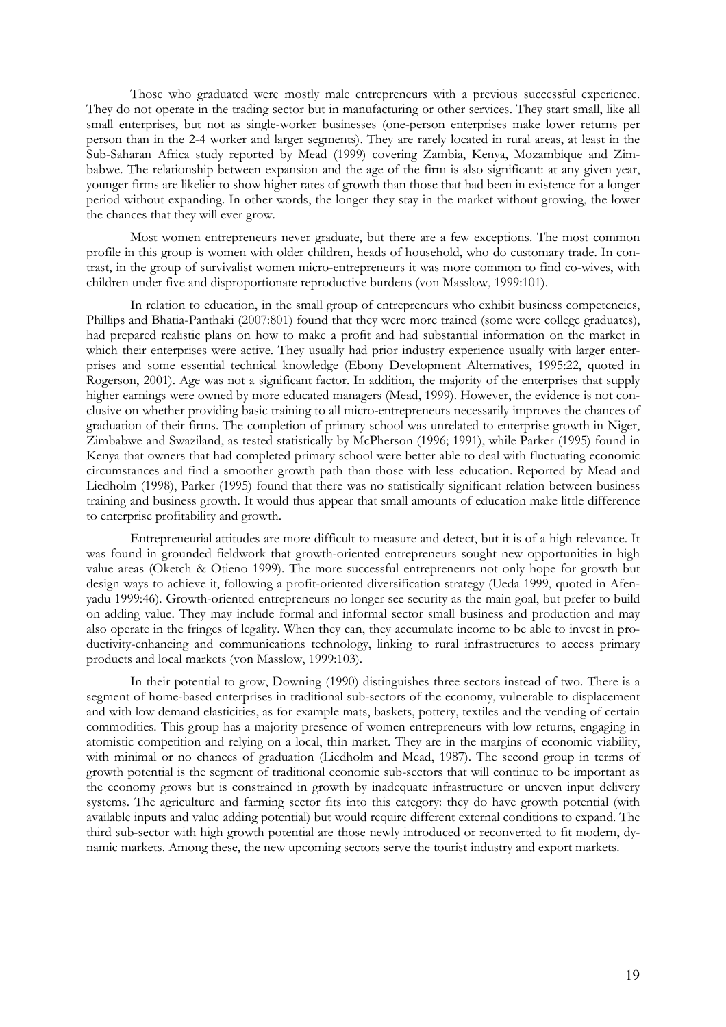Those who graduated were mostly male entrepreneurs with a previous successful experience. They do not operate in the trading sector but in manufacturing or other services. They start small, like all small enterprises, but not as single-worker businesses (one-person enterprises make lower returns per person than in the 2-4 worker and larger segments). They are rarely located in rural areas, at least in the Sub-Saharan Africa study reported by Mead (1999) covering Zambia, Kenya, Mozambique and Zimbabwe. The relationship between expansion and the age of the firm is also significant: at any given year, younger firms are likelier to show higher rates of growth than those that had been in existence for a longer period without expanding. In other words, the longer they stay in the market without growing, the lower the chances that they will ever grow.

Most women entrepreneurs never graduate, but there are a few exceptions. The most common profile in this group is women with older children, heads of household, who do customary trade. In contrast, in the group of survivalist women micro-entrepreneurs it was more common to find co-wives, with children under five and disproportionate reproductive burdens (von Masslow, 1999:101).

In relation to education, in the small group of entrepreneurs who exhibit business competencies, Phillips and Bhatia-Panthaki (2007:801) found that they were more trained (some were college graduates), had prepared realistic plans on how to make a profit and had substantial information on the market in which their enterprises were active. They usually had prior industry experience usually with larger enterprises and some essential technical knowledge (Ebony Development Alternatives, 1995:22, quoted in Rogerson, 2001). Age was not a significant factor. In addition, the majority of the enterprises that supply higher earnings were owned by more educated managers (Mead, 1999). However, the evidence is not conclusive on whether providing basic training to all micro-entrepreneurs necessarily improves the chances of graduation of their firms. The completion of primary school was unrelated to enterprise growth in Niger, Zimbabwe and Swaziland, as tested statistically by McPherson (1996; 1991), while Parker (1995) found in Kenya that owners that had completed primary school were better able to deal with fluctuating economic circumstances and find a smoother growth path than those with less education. Reported by Mead and Liedholm (1998), Parker (1995) found that there was no statistically significant relation between business training and business growth. It would thus appear that small amounts of education make little difference to enterprise profitability and growth.

Entrepreneurial attitudes are more difficult to measure and detect, but it is of a high relevance. It was found in grounded fieldwork that growth-oriented entrepreneurs sought new opportunities in high value areas (Oketch & Otieno 1999). The more successful entrepreneurs not only hope for growth but design ways to achieve it, following a profit-oriented diversification strategy (Ueda 1999, quoted in Afenyadu 1999:46). Growth-oriented entrepreneurs no longer see security as the main goal, but prefer to build on adding value. They may include formal and informal sector small business and production and may also operate in the fringes of legality. When they can, they accumulate income to be able to invest in productivity-enhancing and communications technology, linking to rural infrastructures to access primary products and local markets (von Masslow, 1999:103).

In their potential to grow, Downing (1990) distinguishes three sectors instead of two. There is a segment of home-based enterprises in traditional sub-sectors of the economy, vulnerable to displacement and with low demand elasticities, as for example mats, baskets, pottery, textiles and the vending of certain commodities. This group has a majority presence of women entrepreneurs with low returns, engaging in atomistic competition and relying on a local, thin market. They are in the margins of economic viability, with minimal or no chances of graduation (Liedholm and Mead, 1987). The second group in terms of growth potential is the segment of traditional economic sub-sectors that will continue to be important as the economy grows but is constrained in growth by inadequate infrastructure or uneven input delivery systems. The agriculture and farming sector fits into this category: they do have growth potential (with available inputs and value adding potential) but would require different external conditions to expand. The third sub-sector with high growth potential are those newly introduced or reconverted to fit modern, dynamic markets. Among these, the new upcoming sectors serve the tourist industry and export markets.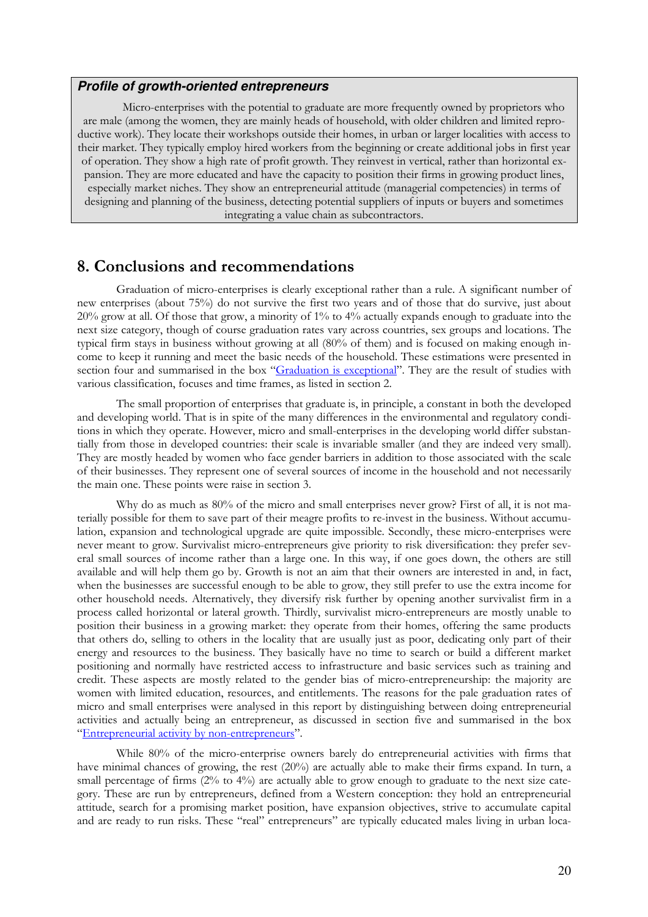**_Profile of growth-oriented entrepreneurs_**

Micro-enterprises with the potential to graduate are more frequently owned by proprietors who are male (among the women, they are mainly heads of household, with older children and limited reproductive work). They locate their workshops outside their homes, in urban or larger localities with access to their market. They typically employ hired workers from the beginning or create additional jobs in first year of operation. They show a high rate of profit growth. They reinvest in vertical, rather than horizontal expansion. They are more educated and have the capacity to position their firms in growing product lines, especially market niches. They show an entrepreneurial attitude (managerial competencies) in terms of designing and planning of the business, detecting potential suppliers of inputs or buyers and sometimes integrating a value chain as subcontractors.

## 8. Conclusions and recommendations

Graduation of micro-enterprises is clearly exceptional rather than a rule. A significant number of new enterprises (about 75%) do not survive the first two years and of those that do survive, just about 20% grow at all. Of those that grow, a minority of 1% to 4% actually expands enough to graduate into the next size category, though of course graduation rates vary across countries, sex groups and locations. The typical firm stays in business without growing at all (80% of them) and is focused on making enough income to keep it running and meet the basic needs of the household. These estimations were presented in section four and summarised in the box "Graduation is exceptional". They are the result of studies with various classification, focuses and time frames, as listed in section 2.

The small proportion of enterprises that graduate is, in principle, a constant in both the developed and developing world. That is in spite of the many differences in the environmental and regulatory conditions in which they operate. However, micro and small-enterprises in the developing world differ substantially from those in developed countries: their scale is invariable smaller (and they are indeed very small). They are mostly headed by women who face gender barriers in addition to those associated with the scale of their businesses. They represent one of several sources of income in the household and not necessarily the main one. These points were raise in section 3.

Why do as much as 80% of the micro and small enterprises never grow? First of all, it is not materially possible for them to save part of their meagre profits to re-invest in the business. Without accumulation, expansion and technological upgrade are quite impossible. Secondly, these micro-enterprises were never meant to grow. Survivalist micro-entrepreneurs give priority to risk diversification: they prefer several small sources of income rather than a large one. In this way, if one goes down, the others are still available and will help them go by. Growth is not an aim that their owners are interested in and, in fact, when the businesses are successful enough to be able to grow, they still prefer to use the extra income for other household needs. Alternatively, they diversify risk further by opening another survivalist firm in a process called horizontal or lateral growth. Thirdly, survivalist micro-entrepreneurs are mostly unable to position their business in a growing market: they operate from their homes, offering the same products that others do, selling to others in the locality that are usually just as poor, dedicating only part of their energy and resources to the business. They basically have no time to search or build a different market positioning and normally have restricted access to infrastructure and basic services such as training and credit. These aspects are mostly related to the gender bias of micro-entrepreneurship: the majority are women with limited education, resources, and entitlements. The reasons for the pale graduation rates of micro and small enterprises were analysed in this report by distinguishing between doing entrepreneurial activities and actually being an entrepreneur, as discussed in section five and summarised in the box "Entrepreneurial activity by non-entrepreneurs".

While 80% of the micro-enterprise owners barely do entrepreneurial activities with firms that have minimal chances of growing, the rest (20%) are actually able to make their firms expand. In turn, a small percentage of firms (2% to 4%) are actually able to grow enough to graduate to the next size category. These are run by entrepreneurs, defined from a Western conception: they hold an entrepreneurial attitude, search for a promising market position, have expansion objectives, strive to accumulate capital and are ready to run risks. These "real" entrepreneurs" are typically educated males living in urban loca-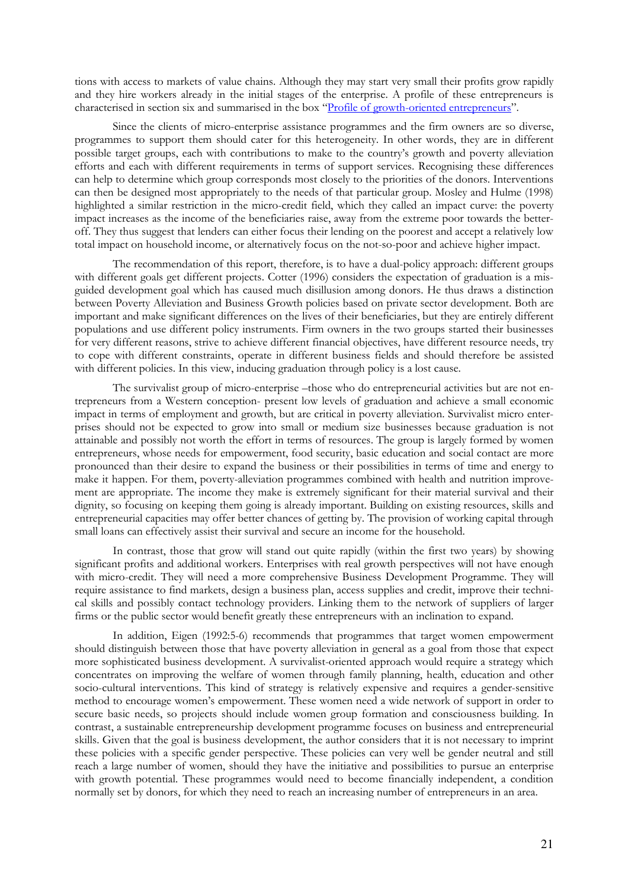tions with access to markets of value chains. Although they may start very small their profits grow rapidly and they hire workers already in the initial stages of the enterprise. A profile of these entrepreneurs is characterised in section six and summarised in the box "Profile of growth-oriented entrepreneurs".

Since the clients of micro-enterprise assistance programmes and the firm owners are so diverse, programmes to support them should cater for this heterogeneity. In other words, they are in different possible target groups, each with contributions to make to the country's growth and poverty alleviation efforts and each with different requirements in terms of support services. Recognising these differences can help to determine which group corresponds most closely to the priorities of the donors. Interventions can then be designed most appropriately to the needs of that particular group. Mosley and Hulme (1998) highlighted a similar restriction in the micro-credit field, which they called an impact curve: the poverty impact increases as the income of the beneficiaries raise, away from the extreme poor towards the better-off. They thus suggest that lenders can either focus their lending on the poorest and accept a relatively low total impact on household income, or alternatively focus on the not-so-poor and achieve higher impact.

The recommendation of this report, therefore, is to have a dual-policy approach: different groups with different goals get different projects. Cotter (1996) considers the expectation of graduation is a misguided development goal which has caused much disillusion among donors. He thus draws a distinction between Poverty Alleviation and Business Growth policies based on private sector development. Both are important and make significant differences on the lives of their beneficiaries, but they are entirely different populations and use different policy instruments. Firm owners in the two groups started their businesses for very different reasons, strive to achieve different financial objectives, have different resource needs, try to cope with different constraints, operate in different business fields and should therefore be assisted with different policies. In this view, inducing graduation through policy is a lost cause.

The survivalist group of micro-enterprise –those who do entrepreneurial activities but are not entrepreneurs from a Western conception- present low levels of graduation and achieve a small economic impact in terms of employment and growth, but are critical in poverty alleviation. Survivalist micro enterprises should not be expected to grow into small or medium size businesses because graduation is not attainable and possibly not worth the effort in terms of resources. The group is largely formed by women entrepreneurs, whose needs for empowerment, food security, basic education and social contact are more pronounced than their desire to expand the business or their possibilities in terms of time and energy to make it happen. For them, poverty-alleviation programmes combined with health and nutrition improvement are appropriate. The income they make is extremely significant for their material survival and their dignity, so focusing on keeping them going is already important. Building on existing resources, skills and entrepreneurial capacities may offer better chances of getting by. The provision of working capital through small loans can effectively assist their survival and secure an income for the household.

In contrast, those that grow will stand out quite rapidly (within the first two years) by showing significant profits and additional workers. Enterprises with real growth perspectives will not have enough with micro-credit. They will need a more comprehensive Business Development Programme. They will require assistance to find markets, design a business plan, access supplies and credit, improve their technical skills and possibly contact technology providers. Linking them to the network of suppliers of larger firms or the public sector would benefit greatly these entrepreneurs with an inclination to expand.

In addition, Eigen (1992:5-6) recommends that programmes that target women empowerment should distinguish between those that have poverty alleviation in general as a goal from those that expect more sophisticated business development. A survivalist-oriented approach would require a strategy which concentrates on improving the welfare of women through family planning, health, education and other socio-cultural interventions. This kind of strategy is relatively expensive and requires a gender-sensitive method to encourage women's empowerment. These women need a wide network of support in order to secure basic needs, so projects should include women group formation and consciousness building. In contrast, a sustainable entrepreneurship development programme focuses on business and entrepreneurial skills. Given that the goal is business development, the author considers that it is not necessary to imprint these policies with a specific gender perspective. These policies can very well be gender neutral and still reach a large number of women, should they have the initiative and possibilities to pursue an enterprise with growth potential. These programmes would need to become financially independent, a condition normally set by donors, for which they need to reach an increasing number of entrepreneurs in an area.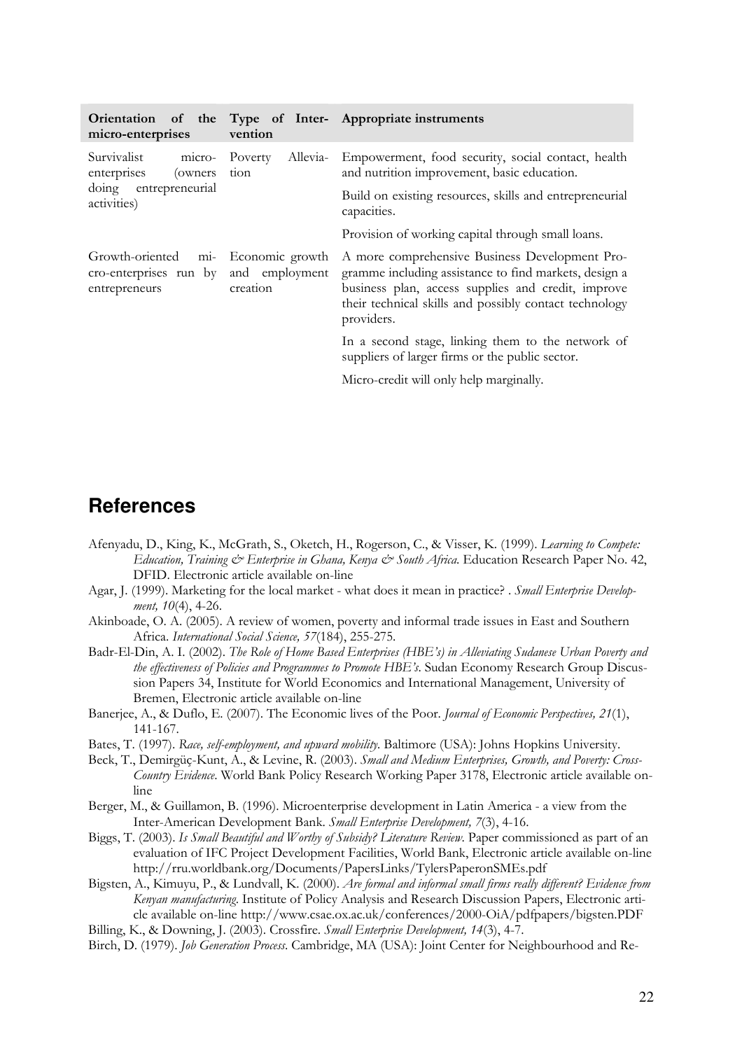| Orientation of the micro-enterprises | Type of Intervention | Appropriate instruments |
|---|---|---|
| Survivalist micro-enterprises (owners doing entrepreneurial activities) | Poverty Alleviation | Empowerment, food security, social contact, health and nutrition improvement, basic education. |
| | | Build on existing resources, skills and entrepreneurial capacities. |
| | | Provision of working capital through small loans. |
| Growth-oriented micro-enterprises run by entrepreneurs | Economic growth and employment creation | A more comprehensive Business Development Programme including assistance to find markets, design a business plan, access supplies and credit, improve their technical skills and possibly contact technology providers. |
| | | In a second stage, linking them to the network of suppliers of larger firms or the public sector. |
| | | Micro-credit will only help marginally. |

## References

Afenyadu, D., King, K., McGrath, S., Oketch, H., Rogerson, C., & Visser, K. (1999). *Learning to Compete: Education, Training & Enterprise in Ghana, Kenya & South Africa*. Education Research Paper No. 42, DFID. Electronic article available on-line

Agar, J. (1999). Marketing for the local market - what does it mean in practice? . *Small Enterprise Development, 10*(4), 4-26.

Akinboade, O. A. (2005). A review of women, poverty and informal trade issues in East and Southern Africa. *International Social Science, 57*(184), 255-275.

Badr-El-Din, A. I. (2002). *The Role of Home Based Enterprises (HBE's) in Alleviating Sudanese Urban Poverty and the effectiveness of Policies and Programmes to Promote HBE's*. Sudan Economy Research Group Discussion Papers 34, Institute for World Economics and International Management, University of Bremen, Electronic article available on-line

Banerjee, A., & Duflo, E. (2007). The Economic lives of the Poor. *Journal of Economic Perspectives, 21*(1), 141-167.

Bates, T. (1997). *Race, self-employment, and upward mobility*. Baltimore (USA): Johns Hopkins University.

Beck, T., Demirgüç-Kunt, A., & Levine, R. (2003). *Small and Medium Enterprises, Growth, and Poverty: Cross-Country Evidence*. World Bank Policy Research Working Paper 3178, Electronic article available on-line

Berger, M., & Guillamon, B. (1996). Microenterprise development in Latin America - a view from the Inter-American Development Bank. *Small Enterprise Development, 7*(3), 4-16.

Biggs, T. (2003). *Is Small Beautiful and Worthy of Subsidy? Literature Review*. Paper commissioned as part of an evaluation of IFC Project Development Facilities, World Bank, Electronic article available on-line http://rru.worldbank.org/Documents/PapersLinks/TylersPaperonSMEs.pdf

Bigsten, A., Kimuyu, P., & Lundvall, K. (2000). *Are formal and informal small firms really different? Evidence from Kenyan manufacturing*. Institute of Policy Analysis and Research Discussion Papers, Electronic article available on-line http://www.csae.ox.ac.uk/conferences/2000-OiA/pdfpapers/bigsten.PDF

Billing, K., & Downing, J. (2003). Crossfire. *Small Enterprise Development, 14*(3), 4-7.

Birch, D. (1979). *Job Generation Process*. Cambridge, MA (USA): Joint Center for Neighbourhood and Re-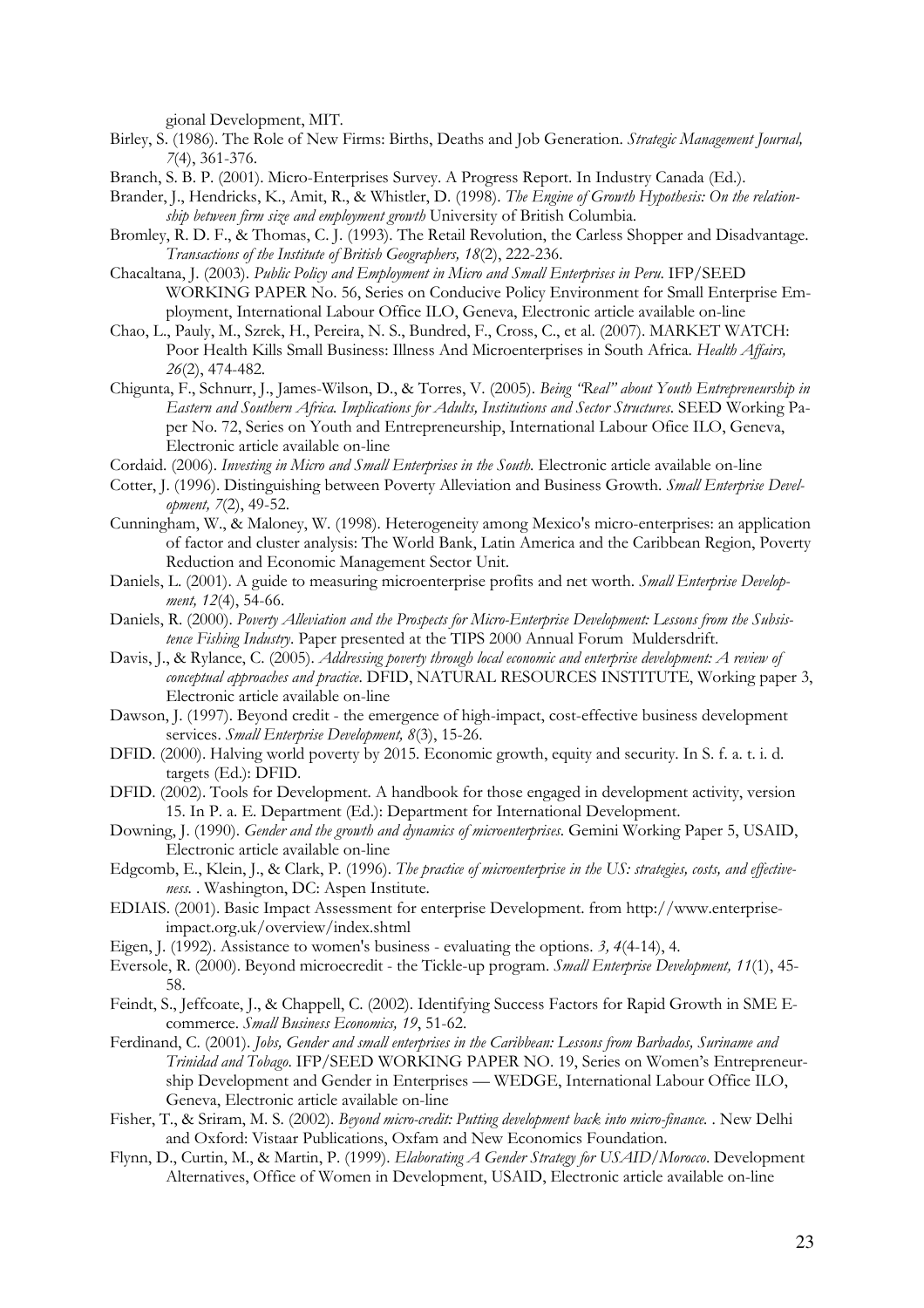gional Development, MIT.

Birley, S. (1986). The Role of New Firms: Births, Deaths and Job Generation. *Strategic Management Journal, 7*(4), 361-376.

Branch, S. B. P. (2001). Micro-Enterprises Survey. A Progress Report. In Industry Canada (Ed.).

Brander, J., Hendricks, K., Amit, R., & Whistler, D. (1998). *The Engine of Growth Hypothesis: On the relationship between firm size and employment growth* University of British Columbia.

Bromley, R. D. F., & Thomas, C. J. (1993). The Retail Revolution, the Carless Shopper and Disadvantage. *Transactions of the Institute of British Geographers, 18*(2), 222-236.

Chacaltana, J. (2003). *Public Policy and Employment in Micro and Small Enterprises in Peru*. IFP/SEED WORKING PAPER No. 56, Series on Conducive Policy Environment for Small Enterprise Employment, International Labour Office ILO, Geneva, Electronic article available on-line

Chao, L., Pauly, M., Szrek, H., Pereira, N. S., Bundred, F., Cross, C., et al. (2007). MARKET WATCH: Poor Health Kills Small Business: Illness And Microenterprises in South Africa. *Health Affairs, 26*(2), 474-482.

Chigunta, F., Schnurr, J., James-Wilson, D., & Torres, V. (2005). *Being "Real" about Youth Entrepreneurship in Eastern and Southern Africa. Implications for Adults, Institutions and Sector Structures*. SEED Working Paper No. 72, Series on Youth and Entrepreneurship, International Labour Ofice ILO, Geneva, Electronic article available on-line

Cordaid. (2006). *Investing in Micro and Small Enterprises in the South*. Electronic article available on-line

Cotter, J. (1996). Distinguishing between Poverty Alleviation and Business Growth. *Small Enterprise Development, 7*(2), 49-52.

Cunningham, W., & Maloney, W. (1998). Heterogeneity among Mexico's micro-enterprises: an application of factor and cluster analysis: The World Bank, Latin America and the Caribbean Region, Poverty Reduction and Economic Management Sector Unit.

Daniels, L. (2001). A guide to measuring microenterprise profits and net worth. *Small Enterprise Development, 12*(4), 54-66.

Daniels, R. (2000). *Poverty Alleviation and the Prospects for Micro-Enterprise Development: Lessons from the Subsistence Fishing Industry*. Paper presented at the TIPS 2000 Annual Forum Muldersdrift.

Davis, J., & Rylance, C. (2005). *Addressing poverty through local economic and enterprise development: A review of conceptual approaches and practice*. DFID, NATURAL RESOURCES INSTITUTE, Working paper 3, Electronic article available on-line

Dawson, J. (1997). Beyond credit - the emergence of high-impact, cost-effective business development services. *Small Enterprise Development, 8*(3), 15-26.

DFID. (2000). Halving world poverty by 2015. Economic growth, equity and security. In S. f. a. t. i. d. targets (Ed.): DFID.

DFID. (2002). Tools for Development. A handbook for those engaged in development activity, version 15. In P. a. E. Department (Ed.): Department for International Development.

Downing, J. (1990). *Gender and the growth and dynamics of microenterprises*. Gemini Working Paper 5, USAID, Electronic article available on-line

Edgcomb, E., Klein, J., & Clark, P. (1996). *The practice of microenterprise in the US: strategies, costs, and effectiveness*. . Washington, DC: Aspen Institute.

EDIAIS. (2001). Basic Impact Assessment for enterprise Development. from http://www.enterprise-impact.org.uk/overview/index.shtml

Eigen, J. (1992). Assistance to women's business - evaluating the options. *3, 4*(4-14), 4.

Eversole, R. (2000). Beyond microecredit - the Tickle-up program. *Small Enterprise Development, 11*(1), 45-58.

Feindt, S., Jeffcoate, J., & Chappell, C. (2002). Identifying Success Factors for Rapid Growth in SME E-commerce. *Small Business Economics, 19*, 51-62.

Ferdinand, C. (2001). *Jobs, Gender and small enterprises in the Caribbean: Lessons from Barbados, Suriname and Trinidad and Tobago*. IFP/SEED WORKING PAPER NO. 19, Series on Women's Entrepreneurship Development and Gender in Enterprises — WEDGE, International Labour Office ILO, Geneva, Electronic article available on-line

Fisher, T., & Sriram, M. S. (2002). *Beyond micro-credit: Putting development back into micro-finance*. . New Delhi and Oxford: Vistaar Publications, Oxfam and New Economics Foundation.

Flynn, D., Curtin, M., & Martin, P. (1999). *Elaborating A Gender Strategy for USAID/Morocco*. Development Alternatives, Office of Women in Development, USAID, Electronic article available on-line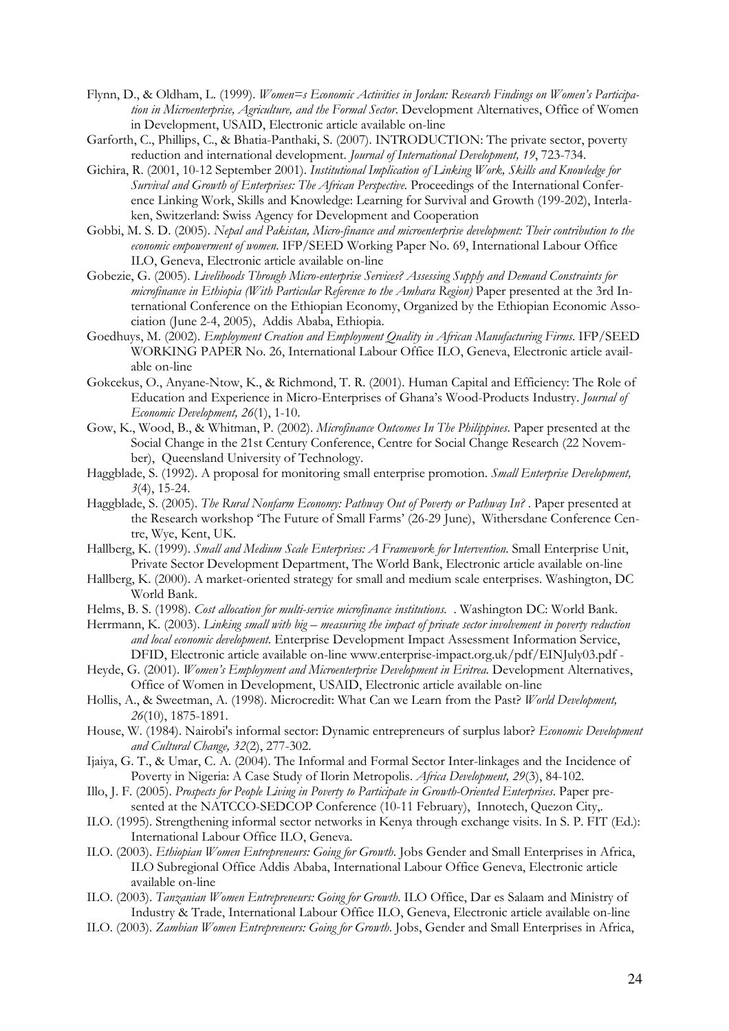Flynn, D., & Oldham, L. (1999). *Women=s Economic Activities in Jordan: Research Findings on Women's Participation in Microenterprise, Agriculture, and the Formal Sector*. Development Alternatives, Office of Women in Development, USAID, Electronic article available on-line

Garforth, C., Phillips, C., & Bhatia-Panthaki, S. (2007). INTRODUCTION: The private sector, poverty reduction and international development. *Journal of International Development, 19*, 723-734.

Gichira, R. (2001, 10-12 September 2001). *Institutional Implication of Linking Work, Skills and Knowledge for Survival and Growth of Enterprises: The African Perspective.* Proceedings of the International Conference Linking Work, Skills and Knowledge: Learning for Survival and Growth (199-202), Interlaken, Switzerland: Swiss Agency for Development and Cooperation

Gobbi, M. S. D. (2005). *Nepal and Pakistan, Micro-finance and microenterprise development: Their contribution to the economic empowerment of women*. IFP/SEED Working Paper No. 69, International Labour Office ILO, Geneva, Electronic article available on-line

Gobezie, G. (2005). *Livelihoods Through Micro-enterprise Services? Assessing Supply and Demand Constraints for microfinance in Ethiopia (With Particular Reference to the Amhara Region)* Paper presented at the 3rd International Conference on the Ethiopian Economy, Organized by the Ethiopian Economic Association (June 2-4, 2005), Addis Ababa, Ethiopia.

Goedhuys, M. (2002). *Employment Creation and Employment Quality in African Manufacturing Firms*. IFP/SEED WORKING PAPER No. 26, International Labour Office ILO, Geneva, Electronic article available on-line

Gokcekus, O., Anyane-Ntow, K., & Richmond, T. R. (2001). Human Capital and Efficiency: The Role of Education and Experience in Micro-Enterprises of Ghana's Wood-Products Industry. *Journal of Economic Development, 26*(1), 1-10.

Gow, K., Wood, B., & Whitman, P. (2002). *Microfinance Outcomes In The Philippines*. Paper presented at the Social Change in the 21st Century Conference, Centre for Social Change Research (22 November), Queensland University of Technology.

Haggblade, S. (1992). A proposal for monitoring small enterprise promotion. *Small Enterprise Development, 3*(4), 15-24.

Haggblade, S. (2005). *The Rural Nonfarm Economy: Pathway Out of Poverty or Pathway In?* . Paper presented at the Research workshop 'The Future of Small Farms' (26-29 June), Withersdane Conference Centre, Wye, Kent, UK.

Hallberg, K. (1999). *Small and Medium Scale Enterprises: A Framework for Intervention*. Small Enterprise Unit, Private Sector Development Department, The World Bank, Electronic article available on-line

Hallberg, K. (2000). A market-oriented strategy for small and medium scale enterprises. Washington, DC World Bank.

Helms, B. S. (1998). *Cost allocation for multi-service microfinance institutions.* . Washington DC: World Bank.

Herrmann, K. (2003). *Linking small with big – measuring the impact of private sector involvement in poverty reduction and local economic development.* Enterprise Development Impact Assessment Information Service, DFID, Electronic article available on-line www.enterprise-impact.org.uk/pdf/EINJuly03.pdf -

Heyde, G. (2001). *Women's Employment and Microenterprise Development in Eritrea*. Development Alternatives, Office of Women in Development, USAID, Electronic article available on-line

Hollis, A., & Sweetman, A. (1998). Microcredit: What Can we Learn from the Past? *World Development, 26*(10), 1875-1891.

House, W. (1984). Nairobi's informal sector: Dynamic entrepreneurs of surplus labor? *Economic Development and Cultural Change, 32*(2), 277-302.

Ijaiya, G. T., & Umar, C. A. (2004). The Informal and Formal Sector Inter-linkages and the Incidence of Poverty in Nigeria: A Case Study of Ilorin Metropolis. *Africa Development, 29*(3), 84-102.

Illo, J. F. (2005). *Prospects for People Living in Poverty to Participate in Growth-Oriented Enterprises*. Paper presented at the NATCCO-SEDCOP Conference (10-11 February), Innotech, Quezon City,.

ILO. (1995). Strengthening informal sector networks in Kenya through exchange visits. In S. P. FIT (Ed.): International Labour Office ILO, Geneva.

ILO. (2003). *Ethiopian Women Entrepreneurs: Going for Growth*. Jobs Gender and Small Enterprises in Africa, ILO Subregional Office Addis Ababa, International Labour Office Geneva, Electronic article available on-line

ILO. (2003). *Tanzanian Women Entrepreneurs: Going for Growth*. ILO Office, Dar es Salaam and Ministry of Industry & Trade, International Labour Office ILO, Geneva, Electronic article available on-line

ILO. (2003). *Zambian Women Entrepreneurs: Going for Growth*. Jobs, Gender and Small Enterprises in Africa,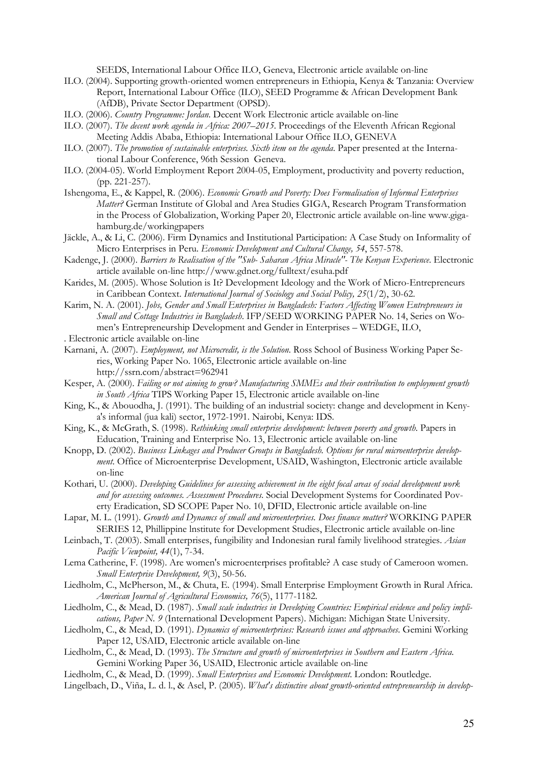SEEDS, International Labour Office ILO, Geneva, Electronic article available on-line

ILO. (2004). Supporting growth-oriented women entrepreneurs in Ethiopia, Kenya & Tanzania: Overview Report, International Labour Office (ILO), SEED Programme & African Development Bank (AfDB), Private Sector Department (OPSD).

ILO. (2006). *Country Programme: Jordan*. Decent Work Electronic article available on-line

ILO. (2007). *The decent work agenda in Africa: 2007–2015*. Proceedings of the Eleventh African Regional Meeting Addis Ababa, Ethiopia: International Labour Office ILO, GENEVA

ILO. (2007). *The promotion of sustainable enterprises. Sixth item on the agenda*. Paper presented at the International Labour Conference, 96th Session Geneva.

ILO. (2004-05). World Employment Report 2004-05, Employment, productivity and poverty reduction, (pp. 221-257).

Ishengoma, E., & Kappel, R. (2006). *Economic Growth and Poverty: Does Formalisation of Informal Enterprises Matter?* German Institute of Global and Area Studies GIGA, Research Program Transformation in the Process of Globalization, Working Paper 20, Electronic article available on-line www.giga-hamburg.de/workingpapers

Jäckle, A., & Li, C. (2006). Firm Dynamics and Institutional Participation: A Case Study on Informality of Micro Enterprises in Peru. *Economic Development and Cultural Change, 54*, 557-578.

Kadenge, J. (2000). *Barriers to Realisation of the "Sub- Saharan Africa Miracle"- The Kenyan Experience*. Electronic article available on-line http://www.gdnet.org/fulltext/esuha.pdf

Karides, M. (2005). Whose Solution is It? Development Ideology and the Work of Micro-Entrepreneurs in Caribbean Context. *International Journal of Sociology and Social Policy, 25*(1/2), 30-62.

Karim, N. A. (2001). *Jobs, Gender and Small Enterprises in Bangladesh: Factors Affecting Women Entrepreneurs in Small and Cottage Industries in Bangladesh*. IFP/SEED WORKING PAPER No. 14, Series on Women's Entrepreneurship Development and Gender in Enterprises – WEDGE, ILO,
. Electronic article available on-line

Karnani, A. (2007). *Employment, not Microcredit, is the Solution*. Ross School of Business Working Paper Series, Working Paper No. 1065, Electronic article available on-line http://ssrn.com/abstract=962941

Kesper, A. (2000). *Failing or not aiming to grow? Manufacturing SMMEs and their contribution to employment growth in South Africa* TIPS Working Paper 15, Electronic article available on-line

King, K., & Abouodha, J. (1991). The building of an industrial society: change and development in Kenya's informal (jua kali) sector, 1972-1991. Nairobi, Kenya: IDS.

King, K., & McGrath, S. (1998). *Rethinking small enterprise development: between poverty and growth*. Papers in Education, Training and Enterprise No. 13, Electronic article available on-line

Knopp, D. (2002). *Business Linkages and Producer Groups in Bangladesh. Options for rural microenterprise development*. Office of Microenterprise Development, USAID, Washington, Electronic article available on-line

Kothari, U. (2000). *Developing Guidelines for assessing achievement in the eight focal areas of social development work and for assessing outcomes. Assessment Procedures*. Social Development Systems for Coordinated Poverty Eradication, SD SCOPE Paper No. 10, DFID, Electronic article available on-line

Lapar, M. L. (1991). *Growth and Dynamcs of small and microenterprises. Does finance matter?* WORKING PAPER SERIES 12, Phillippine lnstitute for Development Studies, Electronic article available on-line

Leinbach, T. (2003). Small enterprises, fungibility and Indonesian rural family livelihood strategies. *Asian Pacific Viewpoint, 44*(1), 7-34.

Lema Catherine, F. (1998). Are women's microenterprises profitable? A case study of Cameroon women. *Small Enterprise Development, 9*(3), 50-56.

Liedholm, C., McPherson, M., & Chuta, E. (1994). Small Enterprise Employment Growth in Rural Africa. *American Journal of Agricultural Economics, 76*(5), 1177-1182.

Liedholm, C., & Mead, D. (1987). *Small scale industries in Developing Countries: Empirical evidence and policy implications, Paper N. 9* (International Development Papers). Michigan: Michigan State University.

Liedholm, C., & Mead, D. (1991). *Dynamics of microenterprises: Research issues and approaches*. Gemini Working Paper 12, USAID, Electronic article available on-line

Liedholm, C., & Mead, D. (1993). *The Structure and growth of microenterprises in Southern and Eastern Africa*. Gemini Working Paper 36, USAID, Electronic article available on-line

Liedholm, C., & Mead, D. (1999). *Small Enterprises and Economic Development*. London: Routledge.

Lingelbach, D., Viña, L. d. l., & Asel, P. (2005). *What's distinctive about growth-oriented entrepreneurship in develop-*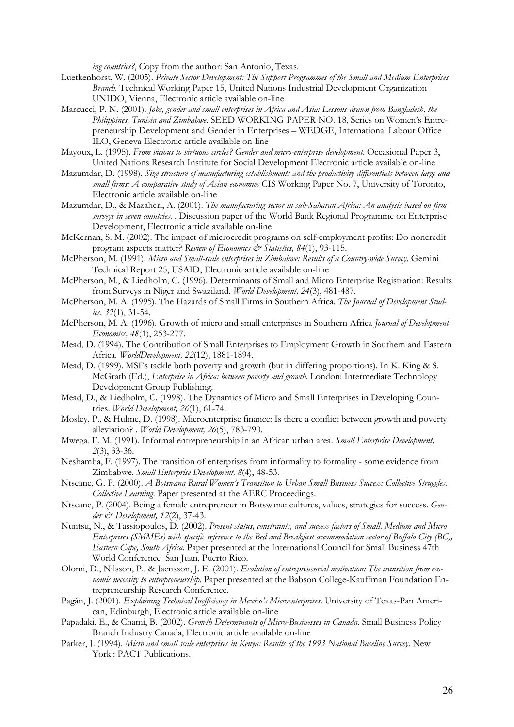*ing countries?*, Copy from the author: San Antonio, Texas.

Luetkenhorst, W. (2005). *Private Sector Development: The Support Programmes of the Small and Medium Enterprises Branch*. Technical Working Paper 15, United Nations Industrial Development Organization UNIDO, Vienna, Electronic article available on-line

Marcucci, P. N. (2001). *Jobs, gender and small enterprises in Africa and Asia: Lessons drawn from Bangladesh, the Philippines, Tunisia and Zimbabwe*. SEED WORKING PAPER NO. 18, Series on Women's Entrepreneurship Development and Gender in Enterprises – WEDGE, International Labour Office ILO, Geneva Electronic article available on-line

Mayoux, L. (1995). *From vicious to virtuous circles? Gender and micro-enterprise development*. Occasional Paper 3, United Nations Research Institute for Social Development Electronic article available on-line

Mazumdar, D. (1998). *Size-structure of manufacturing establishments and the productivity differentials between large and small firms: A comparative study of Asian economies* CIS Working Paper No. 7, University of Toronto, Electronic article available on-line

Mazumdar, D., & Mazaheri, A. (2001). *The manufacturing sector in sub-Saharan Africa: An analysis based on firm surveys in seven countries,* . Discussion paper of the World Bank Regional Programme on Enterprise Development, Electronic article available on-line

McKernan, S. M. (2002). The impact of microcredit programs on self-employment profits: Do noncredit program aspects matter? *Review of Economics & Statistics, 84*(1), 93-115.

McPherson, M. (1991). *Micro and Small-scale enterprises in Zimbabwe: Results of a Country-wide Survey*. Gemini Technical Report 25, USAID, Electronic article available on-line

McPherson, M., & Liedholm, C. (1996). Determinants of Small and Micro Enterprise Registration: Results from Surveys in Niger and Swaziland. *World Development, 24*(3), 481-487.

McPherson, M. A. (1995). The Hazards of Small Firms in Southern Africa. *The Journal of Development Studies, 32*(1), 31-54.

McPherson, M. A. (1996). Growth of micro and small enterprises in Southern Africa *Journal of Development Economics, 48*(1), 253-277.

Mead, D. (1994). The Contribution of Small Enterprises to Employment Growth in Southem and Eastern Africa. *WorldDevelopment, 22*(12), 1881-1894.

Mead, D. (1999). MSEs tackle both poverty and growth (but in differing proportions). In K. King & S. McGrath (Ed.), *Enterprise in Africa: between poverty and growth*. London: Intermediate Technology Development Group Publishing.

Mead, D., & Liedholm, C. (1998). The Dynamics of Micro and Small Enterprises in Developing Countries. *World Development, 26*(1), 61-74.

Mosley, P., & Hulme, D. (1998). Microenterprise finance: Is there a conflict between growth and poverty alleviation? . *World Development, 26*(5), 783-790.

Mwega, F. M. (1991). Informal entrepreneurship in an African urban area. *Small Enterprise Development, 2*(3), 33-36.

Neshamba, F. (1997). The transition of enterprises from informality to formality - some evidence from Zimbabwe. *Small Enterprise Development, 8*(4), 48-53.

Ntseane, G. P. (2000). *A Botswana Rural Women's Transition to Urban Small Business Success: Collective Struggles, Collective Learning*. Paper presented at the AERC Proceedings.

Ntseane, P. (2004). Being a female entrepreneur in Botswana: cultures, values, strategies for success. *Gender & Development, 12*(2), 37-43.

Nuntsu, N., & Tassiopoulos, D. (2002). *Present status, constraints, and success factors of Small, Medium and Micro Enterprises (SMMEs) with specific reference to the Bed and Breakfast accommodation sector of Buffalo City (BC), Eastern Cape, South Africa*. Paper presented at the International Council for Small Business 47th World Conference San Juan, Puerto Rico.

Olomi, D., Nilsson, P., & Jaensson, J. E. (2001). *Evolution of entrepreneurial motivation: The transition from economic necessity to entrepreneurship*. Paper presented at the Babson College-Kauffman Foundation Entrepreneurship Research Conference.

Pagán, J. (2001). *Explaining Technical Inefficiency in Mexico's Microenterprises*. University of Texas-Pan American, Edinburgh, Electronic article available on-line

Papadaki, E., & Chami, B. (2002). *Growth Determinants of Micro-Businesses in Canada*. Small Business Policy Branch Industry Canada, Electronic article available on-line

Parker, J. (1994). *Micro and small scale enterprises in Kenya: Results of the 1993 National Baseline Survey*. New York.: PACT Publications.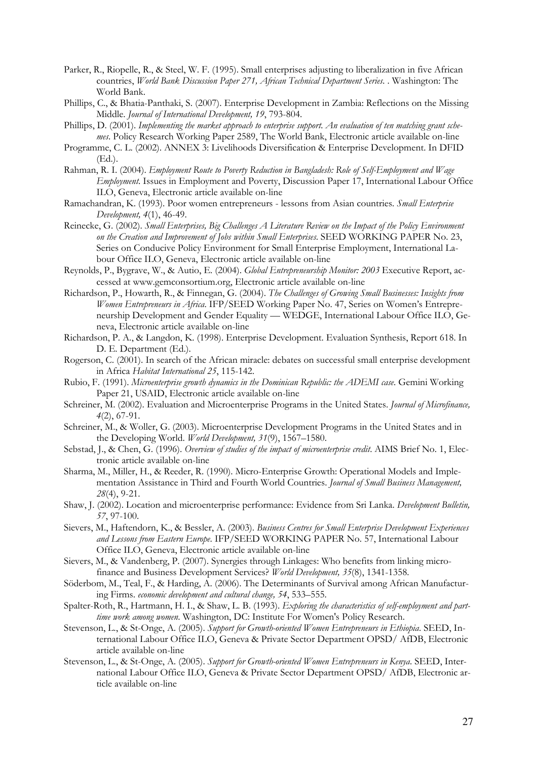Parker, R., Riopelle, R., & Steel, W. F. (1995). Small enterprises adjusting to liberalization in five African countries, *World Bank Discussion Paper 271, African Technical Department Series.* . Washington: The World Bank.

Phillips, C., & Bhatia-Panthaki, S. (2007). Enterprise Development in Zambia: Reflections on the Missing Middle. *Journal of International Development, 19*, 793-804.

Phillips, D. (2001). *Implementing the market approach to enterprise support. An evaluation of ten matching grant schemes*. Policy Research Working Paper 2589, The World Bank, Electronic article available on-line

Programme, C. L. (2002). ANNEX 3: Livelihoods Diversification & Enterprise Development. In DFID (Ed.).

Rahman, R. I. (2004). *Employment Route to Poverty Reduction in Bangladesh: Role of Self-Employment and Wage Employment*. Issues in Employment and Poverty, Discussion Paper 17, International Labour Office ILO, Geneva, Electronic article available on-line

Ramachandran, K. (1993). Poor women entrepreneurs - lessons from Asian countries. *Small Enterprise Development, 4*(1), 46-49.

Reinecke, G. (2002). *Small Enterprises, Big Challenges A Literature Review on the Impact of the Policy Environment on the Creation and Improvement of Jobs within Small Enterprises*. SEED WORKING PAPER No. 23, Series on Conducive Policy Environment for Small Enterprise Employment, International Labour Office ILO, Geneva, Electronic article available on-line

Reynolds, P., Bygrave, W., & Autio, E. (2004). *Global Entrepreneurship Monitor: 2003* Executive Report, accessed at www.gemconsortium.org, Electronic article available on-line

Richardson, P., Howarth, R., & Finnegan, G. (2004). *The Challenges of Growing Small Businesses: Insights from Women Entrepreneurs in Africa*. IFP/SEED Working Paper No. 47, Series on Women's Entrepreneurship Development and Gender Equality — WEDGE, International Labour Office ILO, Geneva, Electronic article available on-line

Richardson, P. A., & Langdon, K. (1998). Enterprise Development. Evaluation Synthesis, Report 618. In D. E. Department (Ed.).

Rogerson, C. (2001). In search of the African miracle: debates on successful small enterprise development in Africa *Habitat International 25*, 115-142.

Rubio, F. (1991). *Microenterprise growth dynamics in the Dominican Republic: the ADEMI case*. Gemini Working Paper 21, USAID, Electronic article available on-line

Schreiner, M. (2002). Evaluation and Microenterprise Programs in the United States. *Journal of Microfinance, 4*(2), 67-91.

Schreiner, M., & Woller, G. (2003). Microenterprise Development Programs in the United States and in the Developing World. *World Development, 31*(9), 1567–1580.

Sebstad, J., & Chen, G. (1996). *Overview of studies of the impact of microenterprise credit*. AIMS Brief No. 1, Electronic article available on-line

Sharma, M., Miller, H., & Reeder, R. (1990). Micro-Enterprise Growth: Operational Models and Implementation Assistance in Third and Fourth World Countries. *Journal of Small Business Management, 28*(4), 9-21.

Shaw, J. (2002). Location and microenterprise performance: Evidence from Sri Lanka. *Development Bulletin, 57*, 97-100.

Sievers, M., Haftendorn, K., & Bessler, A. (2003). *Business Centres for Small Enterprise Development Experiences and Lessons from Eastern Europe*. IFP/SEED WORKING PAPER No. 57, International Labour Office ILO, Geneva, Electronic article available on-line

Sievers, M., & Vandenberg, P. (2007). Synergies through Linkages: Who benefits from linking microfinance and Business Development Services? *World Development, 35*(8), 1341-1358.

Söderbom, M., Teal, F., & Harding, A. (2006). The Determinants of Survival among African Manufacturing Firms. *economic development and cultural change, 54*, 533–555.

Spalter-Roth, R., Hartmann, H. I., & Shaw, L. B. (1993). *Exploring the characteristics of self-employment and part-time work among women*. Washington, DC: Institute For Women's Policy Research.

Stevenson, L., & St-Onge, A. (2005). *Support for Growth-oriented Women Entrepreneurs in Ethiopia*. SEED, International Labour Office ILO, Geneva & Private Sector Department OPSD/ AfDB, Electronic article available on-line

Stevenson, L., & St-Onge, A. (2005). *Support for Growth-oriented Women Entrepreneurs in Kenya*. SEED, International Labour Office ILO, Geneva & Private Sector Department OPSD/ AfDB, Electronic article available on-line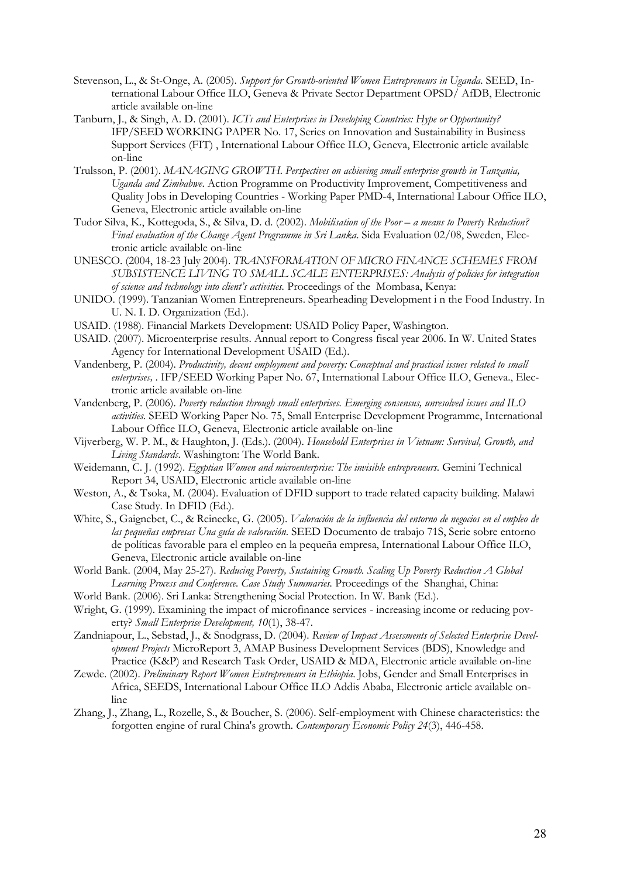Stevenson, L., & St-Onge, A. (2005). *Support for Growth-oriented Women Entrepreneurs in Uganda*. SEED, International Labour Office ILO, Geneva & Private Sector Department OPSD/ AfDB, Electronic article available on-line

Tanburn, J., & Singh, A. D. (2001). *ICTs and Enterprises in Developing Countries: Hype or Opportunity?* IFP/SEED WORKING PAPER No. 17, Series on Innovation and Sustainability in Business Support Services (FIT) , International Labour Office ILO, Geneva, Electronic article available on-line

Trulsson, P. (2001). *MANAGING GROWTH. Perspectives on achieving small enterprise growth in Tanzania, Uganda and Zimbabwe*. Action Programme on Productivity Improvement, Competitiveness and Quality Jobs in Developing Countries - Working Paper PMD-4, International Labour Office ILO, Geneva, Electronic article available on-line

Tudor Silva, K., Kottegoda, S., & Silva, D. d. (2002). *Mobilisation of the Poor – a means to Poverty Reduction? Final evaluation of the Change Agent Programme in Sri Lanka*. Sida Evaluation 02/08, Sweden, Electronic article available on-line

UNESCO. (2004, 18-23 July 2004). *TRANSFORMATION OF MICRO FINANCE SCHEMES FROM SUBSISTENCE LIVING TO SMALL SCALE ENTERPRISES: Analysis of policies for integration of science and technology into client's activities.* Proceedings of the Mombasa, Kenya:

UNIDO. (1999). Tanzanian Women Entrepreneurs. Spearheading Development i n the Food Industry. In U. N. I. D. Organization (Ed.).

USAID. (1988). Financial Markets Development: USAID Policy Paper, Washington.

USAID. (2007). Microenterprise results. Annual report to Congress fiscal year 2006. In W. United States Agency for International Development USAID (Ed.).

Vandenberg, P. (2004). *Productivity, decent employment and poverty: Conceptual and practical issues related to small enterprises,* . IFP/SEED Working Paper No. 67, International Labour Office ILO, Geneva., Electronic article available on-line

Vandenberg, P. (2006). *Poverty reduction through small enterprises. Emerging consensus, unresolved issues and ILO activities*. SEED Working Paper No. 75, Small Enterprise Development Programme, International Labour Office ILO, Geneva, Electronic article available on-line

Vijverberg, W. P. M., & Haughton, J. (Eds.). (2004). *Household Enterprises in Vietnam: Survival, Growth, and Living Standards*. Washington: The World Bank.

Weidemann, C. J. (1992). *Egyptian Women and microenterprise: The invisible entrepreneurs*. Gemini Technical Report 34, USAID, Electronic article available on-line

Weston, A., & Tsoka, M. (2004). Evaluation of DFID support to trade related capacity building. Malawi Case Study. In DFID (Ed.).

White, S., Gaignebet, C., & Reinecke, G. (2005). *Valoración de la influencia del entorno de negocios en el empleo de las pequeñas empresas Una guía de valoración*. SEED Documento de trabajo 71S, Serie sobre entorno de políticas favorable para el empleo en la pequeña empresa, International Labour Office ILO, Geneva, Electronic article available on-line

World Bank. (2004, May 25-27). *Reducing Poverty, Sustaining Growth. Scaling Up Poverty Reduction A Global Learning Process and Conference. Case Study Summaries.* Proceedings of the Shanghai, China:

World Bank. (2006). Sri Lanka: Strengthening Social Protection. In W. Bank (Ed.).

Wright, G. (1999). Examining the impact of microfinance services - increasing income or reducing poverty? *Small Enterprise Development, 10*(1), 38-47.

Zandniapour, L., Sebstad, J., & Snodgrass, D. (2004). *Review of Impact Assessments of Selected Enterprise Development Projects* MicroReport 3, AMAP Business Development Services (BDS), Knowledge and Practice (K&P) and Research Task Order, USAID & MDA, Electronic article available on-line

Zewde. (2002). *Preliminary Report Women Entrepreneurs in Ethiopia*. Jobs, Gender and Small Enterprises in Africa, SEEDS, International Labour Office ILO Addis Ababa, Electronic article available on-line

Zhang, J., Zhang, L., Rozelle, S., & Boucher, S. (2006). Self-employment with Chinese characteristics: the forgotten engine of rural China's growth. *Contemporary Economic Policy 24*(3), 446-458.